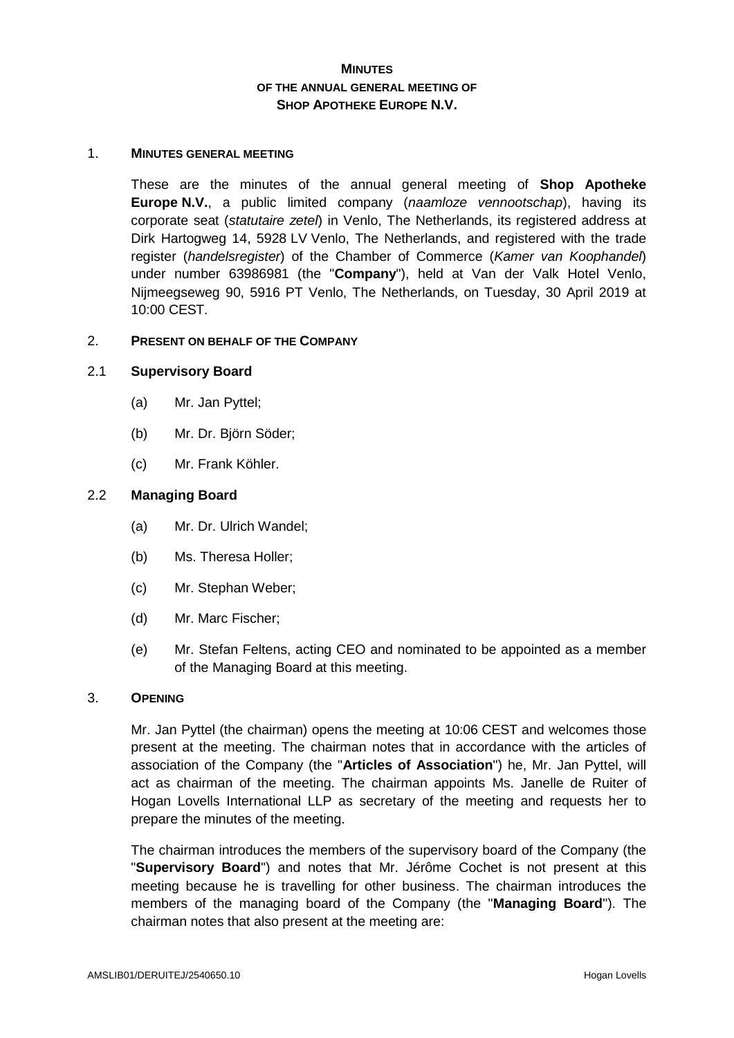# MINUTES
## OF THE ANNUAL GENERAL MEETING OF
## SHOP APOTHEKE EUROPE N.V.

### 1. MINUTES GENERAL MEETING

These are the minutes of the annual general meeting of **Shop Apotheke Europe N.V.**, a public limited company (*naamloze vennootschap*), having its corporate seat (*statutaire zetel*) in Venlo, The Netherlands, its registered address at Dirk Hartogweg 14, 5928 LV Venlo, The Netherlands, and registered with the trade register (*handelsregister*) of the Chamber of Commerce (*Kamer van Koophandel*) under number 63986981 (the "**Company**"), held at Van der Valk Hotel Venlo, Nijmeegseweg 90, 5916 PT Venlo, The Netherlands, on Tuesday, 30 April 2019 at 10:00 CEST.

### 2. PRESENT ON BEHALF OF THE COMPANY

#### 2.1 Supervisory Board

(a) Mr. Jan Pyttel;

(b) Mr. Dr. Björn Söder;

(c) Mr. Frank Köhler.

#### 2.2 Managing Board

(a) Mr. Dr. Ulrich Wandel;

(b) Ms. Theresa Holler;

(c) Mr. Stephan Weber;

(d) Mr. Marc Fischer;

(e) Mr. Stefan Feltens, acting CEO and nominated to be appointed as a member of the Managing Board at this meeting.

### 3. OPENING

Mr. Jan Pyttel (the chairman) opens the meeting at 10:06 CEST and welcomes those present at the meeting. The chairman notes that in accordance with the articles of association of the Company (the "**Articles of Association**") he, Mr. Jan Pyttel, will act as chairman of the meeting. The chairman appoints Ms. Janelle de Ruiter of Hogan Lovells International LLP as secretary of the meeting and requests her to prepare the minutes of the meeting.

The chairman introduces the members of the supervisory board of the Company (the "**Supervisory Board**") and notes that Mr. Jérôme Cochet is not present at this meeting because he is travelling for other business. The chairman introduces the members of the managing board of the Company (the "**Managing Board**"). The chairman notes that also present at the meeting are: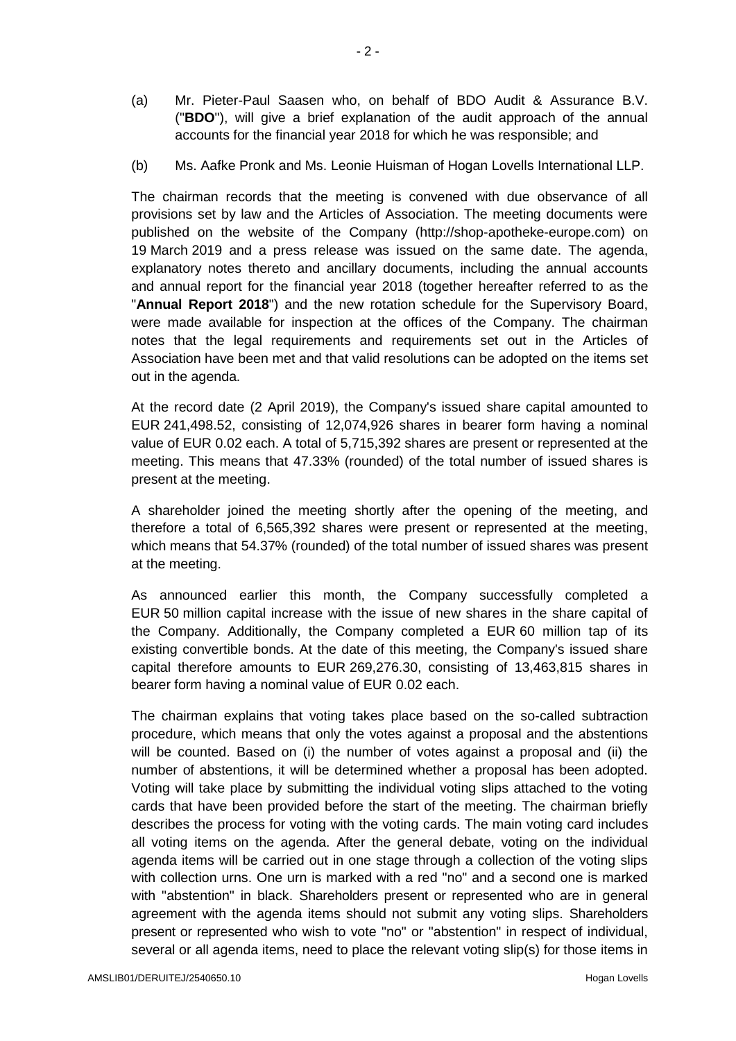(a) Mr. Pieter-Paul Saasen who, on behalf of BDO Audit & Assurance B.V. ("**BDO**"), will give a brief explanation of the audit approach of the annual accounts for the financial year 2018 for which he was responsible; and

(b) Ms. Aafke Pronk and Ms. Leonie Huisman of Hogan Lovells International LLP.

The chairman records that the meeting is convened with due observance of all provisions set by law and the Articles of Association. The meeting documents were published on the website of the Company (http://shop-apotheke-europe.com) on 19 March 2019 and a press release was issued on the same date. The agenda, explanatory notes thereto and ancillary documents, including the annual accounts and annual report for the financial year 2018 (together hereafter referred to as the "**Annual Report 2018**") and the new rotation schedule for the Supervisory Board, were made available for inspection at the offices of the Company. The chairman notes that the legal requirements and requirements set out in the Articles of Association have been met and that valid resolutions can be adopted on the items set out in the agenda.

At the record date (2 April 2019), the Company's issued share capital amounted to EUR 241,498.52, consisting of 12,074,926 shares in bearer form having a nominal value of EUR 0.02 each. A total of 5,715,392 shares are present or represented at the meeting. This means that 47.33% (rounded) of the total number of issued shares is present at the meeting.

A shareholder joined the meeting shortly after the opening of the meeting, and therefore a total of 6,565,392 shares were present or represented at the meeting, which means that 54.37% (rounded) of the total number of issued shares was present at the meeting.

As announced earlier this month, the Company successfully completed a EUR 50 million capital increase with the issue of new shares in the share capital of the Company. Additionally, the Company completed a EUR 60 million tap of its existing convertible bonds. At the date of this meeting, the Company's issued share capital therefore amounts to EUR 269,276.30, consisting of 13,463,815 shares in bearer form having a nominal value of EUR 0.02 each.

The chairman explains that voting takes place based on the so-called subtraction procedure, which means that only the votes against a proposal and the abstentions will be counted. Based on (i) the number of votes against a proposal and (ii) the number of abstentions, it will be determined whether a proposal has been adopted. Voting will take place by submitting the individual voting slips attached to the voting cards that have been provided before the start of the meeting. The chairman briefly describes the process for voting with the voting cards. The main voting card includes all voting items on the agenda. After the general debate, voting on the individual agenda items will be carried out in one stage through a collection of the voting slips with collection urns. One urn is marked with a red "no" and a second one is marked with "abstention" in black. Shareholders present or represented who are in general agreement with the agenda items should not submit any voting slips. Shareholders present or represented who wish to vote "no" or "abstention" in respect of individual, several or all agenda items, need to place the relevant voting slip(s) for those items in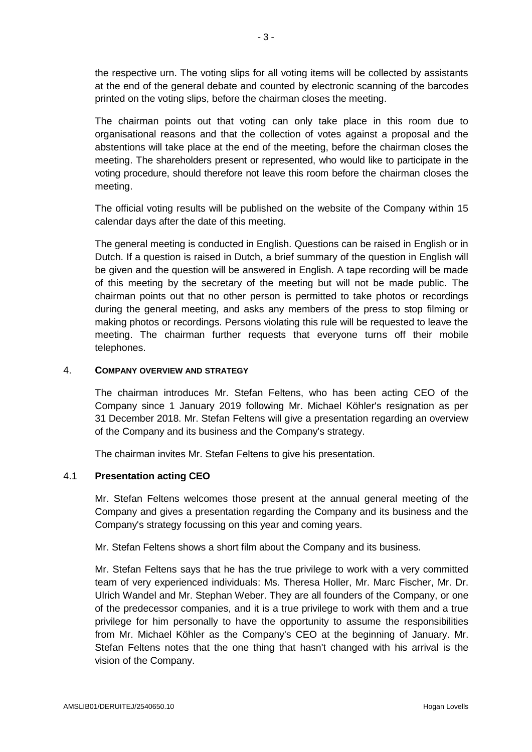the respective urn. The voting slips for all voting items will be collected by assistants at the end of the general debate and counted by electronic scanning of the barcodes printed on the voting slips, before the chairman closes the meeting.

The chairman points out that voting can only take place in this room due to organisational reasons and that the collection of votes against a proposal and the abstentions will take place at the end of the meeting, before the chairman closes the meeting. The shareholders present or represented, who would like to participate in the voting procedure, should therefore not leave this room before the chairman closes the meeting.

The official voting results will be published on the website of the Company within 15 calendar days after the date of this meeting.

The general meeting is conducted in English. Questions can be raised in English or in Dutch. If a question is raised in Dutch, a brief summary of the question in English will be given and the question will be answered in English. A tape recording will be made of this meeting by the secretary of the meeting but will not be made public. The chairman points out that no other person is permitted to take photos or recordings during the general meeting, and asks any members of the press to stop filming or making photos or recordings. Persons violating this rule will be requested to leave the meeting. The chairman further requests that everyone turns off their mobile telephones.

## 4. COMPANY OVERVIEW AND STRATEGY

The chairman introduces Mr. Stefan Feltens, who has been acting CEO of the Company since 1 January 2019 following Mr. Michael Köhler's resignation as per 31 December 2018. Mr. Stefan Feltens will give a presentation regarding an overview of the Company and its business and the Company's strategy.

The chairman invites Mr. Stefan Feltens to give his presentation.

### 4.1 Presentation acting CEO

Mr. Stefan Feltens welcomes those present at the annual general meeting of the Company and gives a presentation regarding the Company and its business and the Company's strategy focussing on this year and coming years.

Mr. Stefan Feltens shows a short film about the Company and its business.

Mr. Stefan Feltens says that he has the true privilege to work with a very committed team of very experienced individuals: Ms. Theresa Holler, Mr. Marc Fischer, Mr. Dr. Ulrich Wandel and Mr. Stephan Weber. They are all founders of the Company, or one of the predecessor companies, and it is a true privilege to work with them and a true privilege for him personally to have the opportunity to assume the responsibilities from Mr. Michael Köhler as the Company's CEO at the beginning of January. Mr. Stefan Feltens notes that the one thing that hasn't changed with his arrival is the vision of the Company.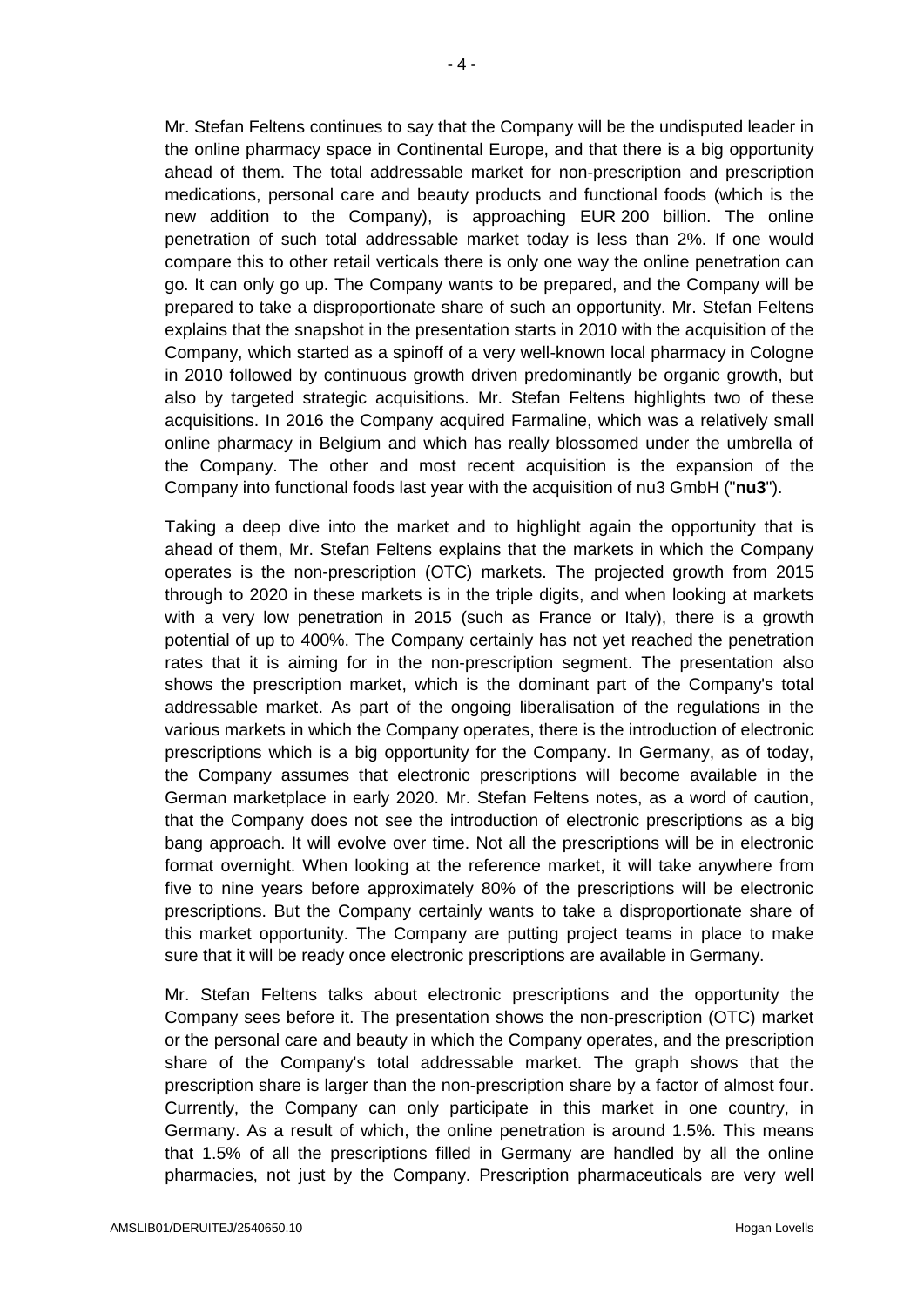Mr. Stefan Feltens continues to say that the Company will be the undisputed leader in the online pharmacy space in Continental Europe, and that there is a big opportunity ahead of them. The total addressable market for non-prescription and prescription medications, personal care and beauty products and functional foods (which is the new addition to the Company), is approaching EUR 200 billion. The online penetration of such total addressable market today is less than 2%. If one would compare this to other retail verticals there is only one way the online penetration can go. It can only go up. The Company wants to be prepared, and the Company will be prepared to take a disproportionate share of such an opportunity. Mr. Stefan Feltens explains that the snapshot in the presentation starts in 2010 with the acquisition of the Company, which started as a spinoff of a very well-known local pharmacy in Cologne in 2010 followed by continuous growth driven predominantly be organic growth, but also by targeted strategic acquisitions. Mr. Stefan Feltens highlights two of these acquisitions. In 2016 the Company acquired Farmaline, which was a relatively small online pharmacy in Belgium and which has really blossomed under the umbrella of the Company. The other and most recent acquisition is the expansion of the Company into functional foods last year with the acquisition of nu3 GmbH ("**nu3**").

Taking a deep dive into the market and to highlight again the opportunity that is ahead of them, Mr. Stefan Feltens explains that the markets in which the Company operates is the non-prescription (OTC) markets. The projected growth from 2015 through to 2020 in these markets is in the triple digits, and when looking at markets with a very low penetration in 2015 (such as France or Italy), there is a growth potential of up to 400%. The Company certainly has not yet reached the penetration rates that it is aiming for in the non-prescription segment. The presentation also shows the prescription market, which is the dominant part of the Company's total addressable market. As part of the ongoing liberalisation of the regulations in the various markets in which the Company operates, there is the introduction of electronic prescriptions which is a big opportunity for the Company. In Germany, as of today, the Company assumes that electronic prescriptions will become available in the German marketplace in early 2020. Mr. Stefan Feltens notes, as a word of caution, that the Company does not see the introduction of electronic prescriptions as a big bang approach. It will evolve over time. Not all the prescriptions will be in electronic format overnight. When looking at the reference market, it will take anywhere from five to nine years before approximately 80% of the prescriptions will be electronic prescriptions. But the Company certainly wants to take a disproportionate share of this market opportunity. The Company are putting project teams in place to make sure that it will be ready once electronic prescriptions are available in Germany.

Mr. Stefan Feltens talks about electronic prescriptions and the opportunity the Company sees before it. The presentation shows the non-prescription (OTC) market or the personal care and beauty in which the Company operates, and the prescription share of the Company's total addressable market. The graph shows that the prescription share is larger than the non-prescription share by a factor of almost four. Currently, the Company can only participate in this market in one country, in Germany. As a result of which, the online penetration is around 1.5%. This means that 1.5% of all the prescriptions filled in Germany are handled by all the online pharmacies, not just by the Company. Prescription pharmaceuticals are very well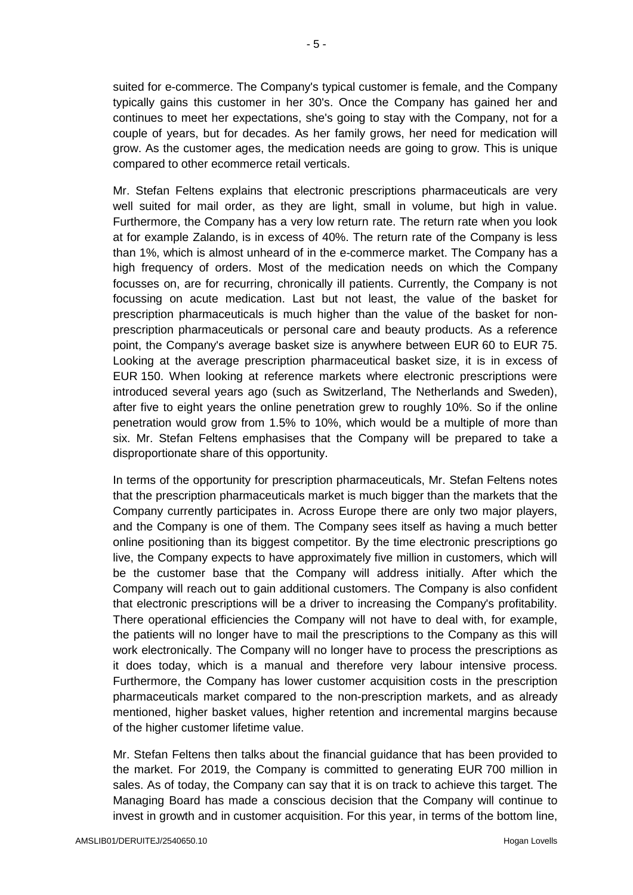suited for e-commerce. The Company's typical customer is female, and the Company typically gains this customer in her 30's. Once the Company has gained her and continues to meet her expectations, she's going to stay with the Company, not for a couple of years, but for decades. As her family grows, her need for medication will grow. As the customer ages, the medication needs are going to grow. This is unique compared to other ecommerce retail verticals.

Mr. Stefan Feltens explains that electronic prescriptions pharmaceuticals are very well suited for mail order, as they are light, small in volume, but high in value. Furthermore, the Company has a very low return rate. The return rate when you look at for example Zalando, is in excess of 40%. The return rate of the Company is less than 1%, which is almost unheard of in the e-commerce market. The Company has a high frequency of orders. Most of the medication needs on which the Company focusses on, are for recurring, chronically ill patients. Currently, the Company is not focussing on acute medication. Last but not least, the value of the basket for prescription pharmaceuticals is much higher than the value of the basket for non-prescription pharmaceuticals or personal care and beauty products. As a reference point, the Company's average basket size is anywhere between EUR 60 to EUR 75. Looking at the average prescription pharmaceutical basket size, it is in excess of EUR 150. When looking at reference markets where electronic prescriptions were introduced several years ago (such as Switzerland, The Netherlands and Sweden), after five to eight years the online penetration grew to roughly 10%. So if the online penetration would grow from 1.5% to 10%, which would be a multiple of more than six. Mr. Stefan Feltens emphasises that the Company will be prepared to take a disproportionate share of this opportunity.

In terms of the opportunity for prescription pharmaceuticals, Mr. Stefan Feltens notes that the prescription pharmaceuticals market is much bigger than the markets that the Company currently participates in. Across Europe there are only two major players, and the Company is one of them. The Company sees itself as having a much better online positioning than its biggest competitor. By the time electronic prescriptions go live, the Company expects to have approximately five million in customers, which will be the customer base that the Company will address initially. After which the Company will reach out to gain additional customers. The Company is also confident that electronic prescriptions will be a driver to increasing the Company's profitability. There operational efficiencies the Company will not have to deal with, for example, the patients will no longer have to mail the prescriptions to the Company as this will work electronically. The Company will no longer have to process the prescriptions as it does today, which is a manual and therefore very labour intensive process. Furthermore, the Company has lower customer acquisition costs in the prescription pharmaceuticals market compared to the non-prescription markets, and as already mentioned, higher basket values, higher retention and incremental margins because of the higher customer lifetime value.

Mr. Stefan Feltens then talks about the financial guidance that has been provided to the market. For 2019, the Company is committed to generating EUR 700 million in sales. As of today, the Company can say that it is on track to achieve this target. The Managing Board has made a conscious decision that the Company will continue to invest in growth and in customer acquisition. For this year, in terms of the bottom line,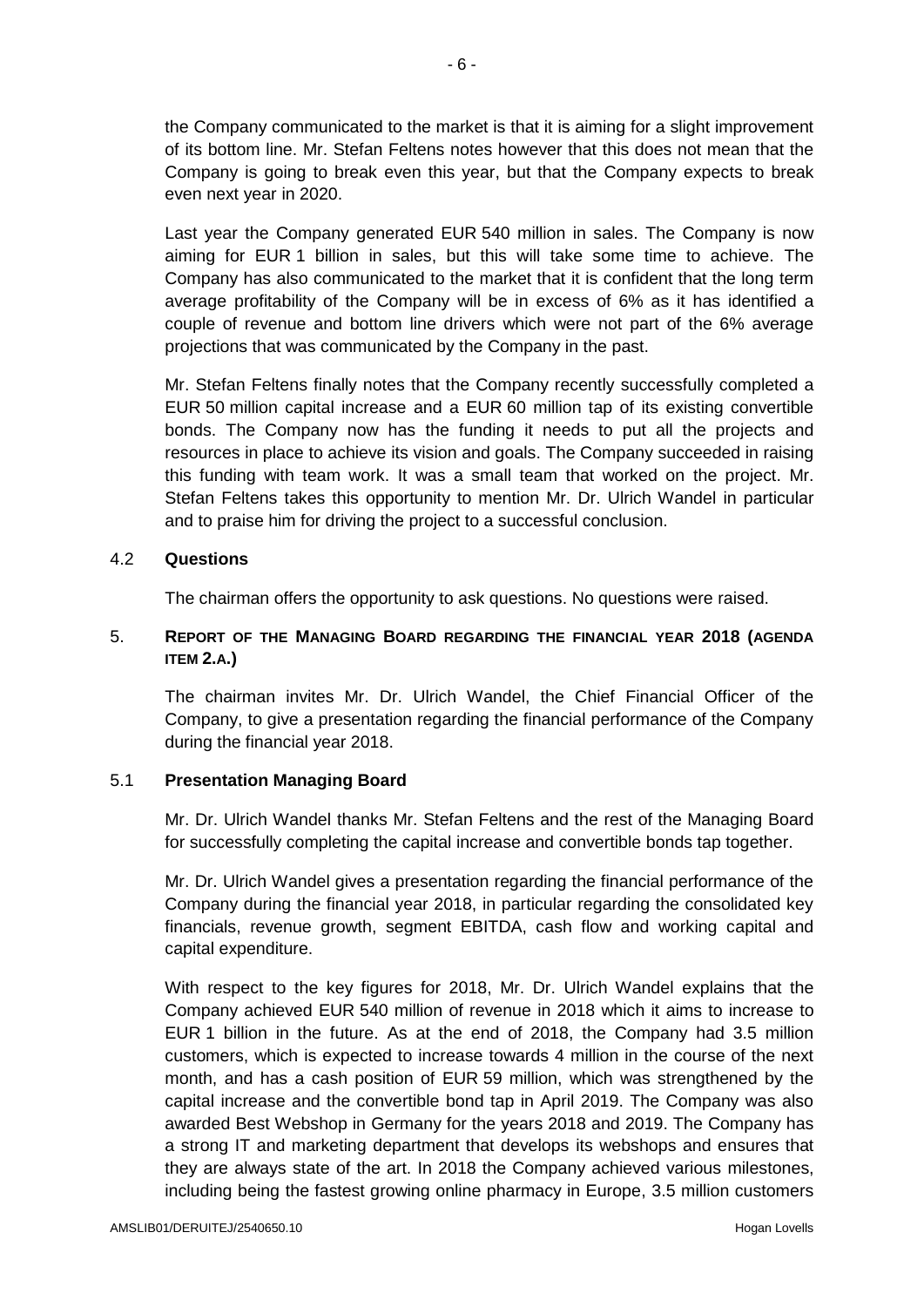the Company communicated to the market is that it is aiming for a slight improvement of its bottom line. Mr. Stefan Feltens notes however that this does not mean that the Company is going to break even this year, but that the Company expects to break even next year in 2020.

Last year the Company generated EUR 540 million in sales. The Company is now aiming for EUR 1 billion in sales, but this will take some time to achieve. The Company has also communicated to the market that it is confident that the long term average profitability of the Company will be in excess of 6% as it has identified a couple of revenue and bottom line drivers which were not part of the 6% average projections that was communicated by the Company in the past.

Mr. Stefan Feltens finally notes that the Company recently successfully completed a EUR 50 million capital increase and a EUR 60 million tap of its existing convertible bonds. The Company now has the funding it needs to put all the projects and resources in place to achieve its vision and goals. The Company succeeded in raising this funding with team work. It was a small team that worked on the project. Mr. Stefan Feltens takes this opportunity to mention Mr. Dr. Ulrich Wandel in particular and to praise him for driving the project to a successful conclusion.

### 4.2 **Questions**

The chairman offers the opportunity to ask questions. No questions were raised.

## 5. **REPORT OF THE MANAGING BOARD REGARDING THE FINANCIAL YEAR 2018 (AGENDA ITEM 2.A.)**

The chairman invites Mr. Dr. Ulrich Wandel, the Chief Financial Officer of the Company, to give a presentation regarding the financial performance of the Company during the financial year 2018.

### 5.1 **Presentation Managing Board**

Mr. Dr. Ulrich Wandel thanks Mr. Stefan Feltens and the rest of the Managing Board for successfully completing the capital increase and convertible bonds tap together.

Mr. Dr. Ulrich Wandel gives a presentation regarding the financial performance of the Company during the financial year 2018, in particular regarding the consolidated key financials, revenue growth, segment EBITDA, cash flow and working capital and capital expenditure.

With respect to the key figures for 2018, Mr. Dr. Ulrich Wandel explains that the Company achieved EUR 540 million of revenue in 2018 which it aims to increase to EUR 1 billion in the future. As at the end of 2018, the Company had 3.5 million customers, which is expected to increase towards 4 million in the course of the next month, and has a cash position of EUR 59 million, which was strengthened by the capital increase and the convertible bond tap in April 2019. The Company was also awarded Best Webshop in Germany for the years 2018 and 2019. The Company has a strong IT and marketing department that develops its webshops and ensures that they are always state of the art. In 2018 the Company achieved various milestones, including being the fastest growing online pharmacy in Europe, 3.5 million customers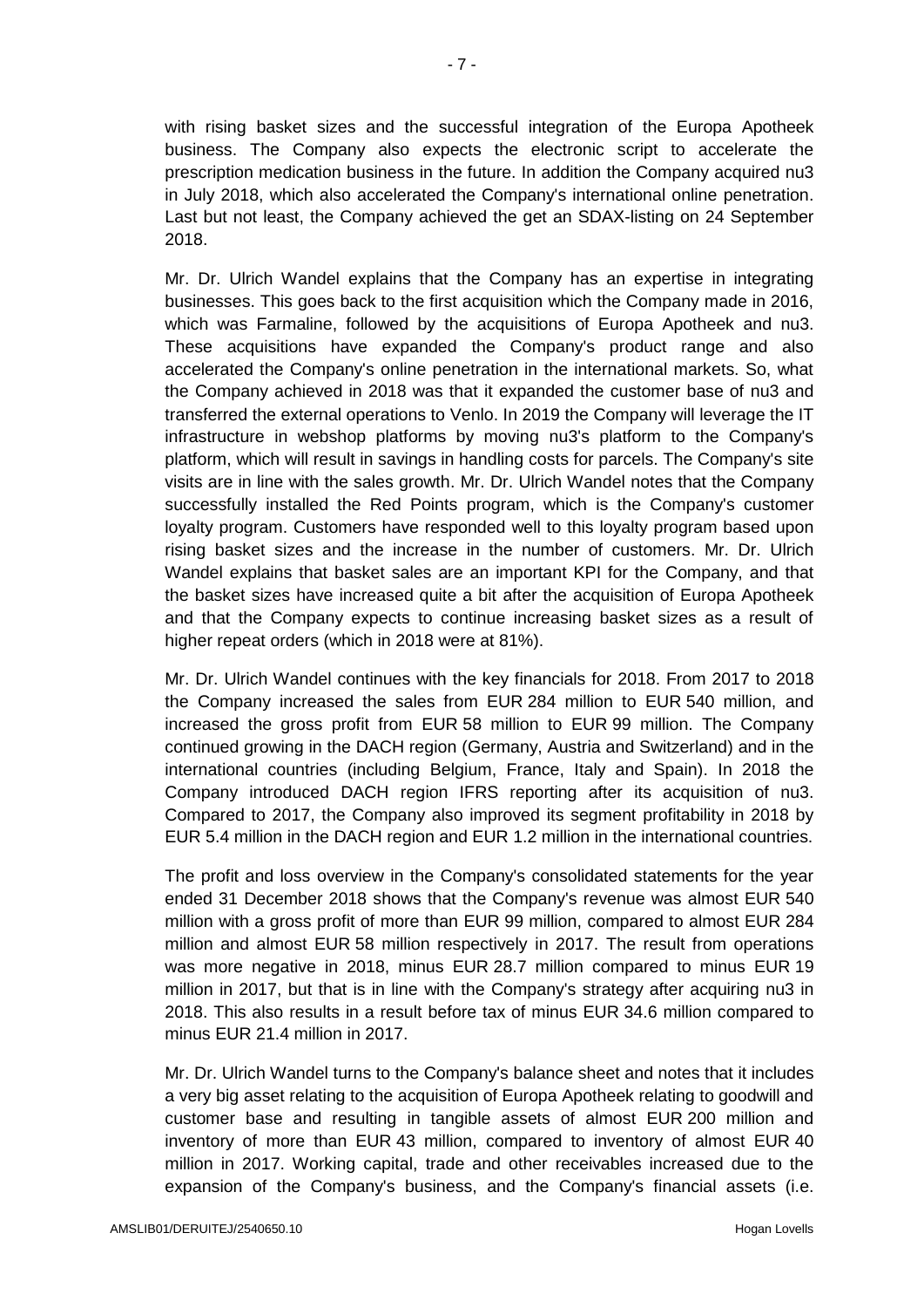with rising basket sizes and the successful integration of the Europa Apotheek business. The Company also expects the electronic script to accelerate the prescription medication business in the future. In addition the Company acquired nu3 in July 2018, which also accelerated the Company's international online penetration. Last but not least, the Company achieved the get an SDAX-listing on 24 September 2018.

Mr. Dr. Ulrich Wandel explains that the Company has an expertise in integrating businesses. This goes back to the first acquisition which the Company made in 2016, which was Farmaline, followed by the acquisitions of Europa Apotheek and nu3. These acquisitions have expanded the Company's product range and also accelerated the Company's online penetration in the international markets. So, what the Company achieved in 2018 was that it expanded the customer base of nu3 and transferred the external operations to Venlo. In 2019 the Company will leverage the IT infrastructure in webshop platforms by moving nu3's platform to the Company's platform, which will result in savings in handling costs for parcels. The Company's site visits are in line with the sales growth. Mr. Dr. Ulrich Wandel notes that the Company successfully installed the Red Points program, which is the Company's customer loyalty program. Customers have responded well to this loyalty program based upon rising basket sizes and the increase in the number of customers. Mr. Dr. Ulrich Wandel explains that basket sales are an important KPI for the Company, and that the basket sizes have increased quite a bit after the acquisition of Europa Apotheek and that the Company expects to continue increasing basket sizes as a result of higher repeat orders (which in 2018 were at 81%).

Mr. Dr. Ulrich Wandel continues with the key financials for 2018. From 2017 to 2018 the Company increased the sales from EUR 284 million to EUR 540 million, and increased the gross profit from EUR 58 million to EUR 99 million. The Company continued growing in the DACH region (Germany, Austria and Switzerland) and in the international countries (including Belgium, France, Italy and Spain). In 2018 the Company introduced DACH region IFRS reporting after its acquisition of nu3. Compared to 2017, the Company also improved its segment profitability in 2018 by EUR 5.4 million in the DACH region and EUR 1.2 million in the international countries.

The profit and loss overview in the Company's consolidated statements for the year ended 31 December 2018 shows that the Company's revenue was almost EUR 540 million with a gross profit of more than EUR 99 million, compared to almost EUR 284 million and almost EUR 58 million respectively in 2017. The result from operations was more negative in 2018, minus EUR 28.7 million compared to minus EUR 19 million in 2017, but that is in line with the Company's strategy after acquiring nu3 in 2018. This also results in a result before tax of minus EUR 34.6 million compared to minus EUR 21.4 million in 2017.

Mr. Dr. Ulrich Wandel turns to the Company's balance sheet and notes that it includes a very big asset relating to the acquisition of Europa Apotheek relating to goodwill and customer base and resulting in tangible assets of almost EUR 200 million and inventory of more than EUR 43 million, compared to inventory of almost EUR 40 million in 2017. Working capital, trade and other receivables increased due to the expansion of the Company's business, and the Company's financial assets (i.e.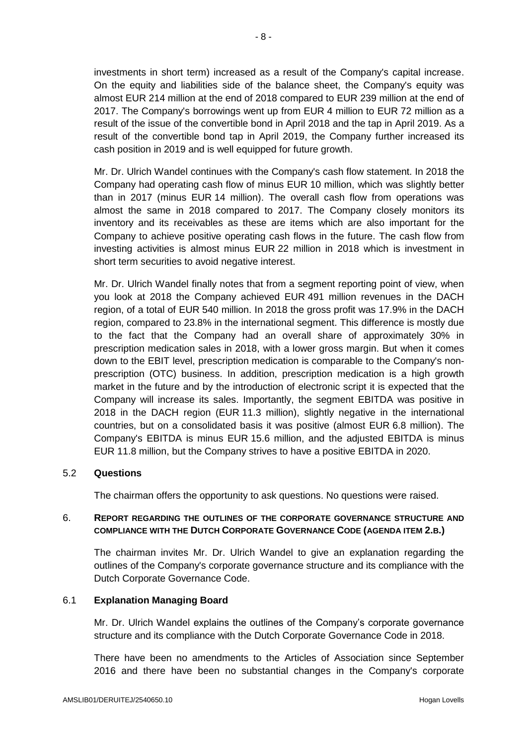investments in short term) increased as a result of the Company's capital increase. On the equity and liabilities side of the balance sheet, the Company's equity was almost EUR 214 million at the end of 2018 compared to EUR 239 million at the end of 2017. The Company's borrowings went up from EUR 4 million to EUR 72 million as a result of the issue of the convertible bond in April 2018 and the tap in April 2019. As a result of the convertible bond tap in April 2019, the Company further increased its cash position in 2019 and is well equipped for future growth.

Mr. Dr. Ulrich Wandel continues with the Company's cash flow statement. In 2018 the Company had operating cash flow of minus EUR 10 million, which was slightly better than in 2017 (minus EUR 14 million). The overall cash flow from operations was almost the same in 2018 compared to 2017. The Company closely monitors its inventory and its receivables as these are items which are also important for the Company to achieve positive operating cash flows in the future. The cash flow from investing activities is almost minus EUR 22 million in 2018 which is investment in short term securities to avoid negative interest.

Mr. Dr. Ulrich Wandel finally notes that from a segment reporting point of view, when you look at 2018 the Company achieved EUR 491 million revenues in the DACH region, of a total of EUR 540 million. In 2018 the gross profit was 17.9% in the DACH region, compared to 23.8% in the international segment. This difference is mostly due to the fact that the Company had an overall share of approximately 30% in prescription medication sales in 2018, with a lower gross margin. But when it comes down to the EBIT level, prescription medication is comparable to the Company's non-prescription (OTC) business. In addition, prescription medication is a high growth market in the future and by the introduction of electronic script it is expected that the Company will increase its sales. Importantly, the segment EBITDA was positive in 2018 in the DACH region (EUR 11.3 million), slightly negative in the international countries, but on a consolidated basis it was positive (almost EUR 6.8 million). The Company's EBITDA is minus EUR 15.6 million, and the adjusted EBITDA is minus EUR 11.8 million, but the Company strives to have a positive EBITDA in 2020.

### 5.2 Questions

The chairman offers the opportunity to ask questions. No questions were raised.

## 6. REPORT REGARDING THE OUTLINES OF THE CORPORATE GOVERNANCE STRUCTURE AND COMPLIANCE WITH THE DUTCH CORPORATE GOVERNANCE CODE (AGENDA ITEM 2.B.)

The chairman invites Mr. Dr. Ulrich Wandel to give an explanation regarding the outlines of the Company's corporate governance structure and its compliance with the Dutch Corporate Governance Code.

### 6.1 Explanation Managing Board

Mr. Dr. Ulrich Wandel explains the outlines of the Company's corporate governance structure and its compliance with the Dutch Corporate Governance Code in 2018.

There have been no amendments to the Articles of Association since September 2016 and there have been no substantial changes in the Company's corporate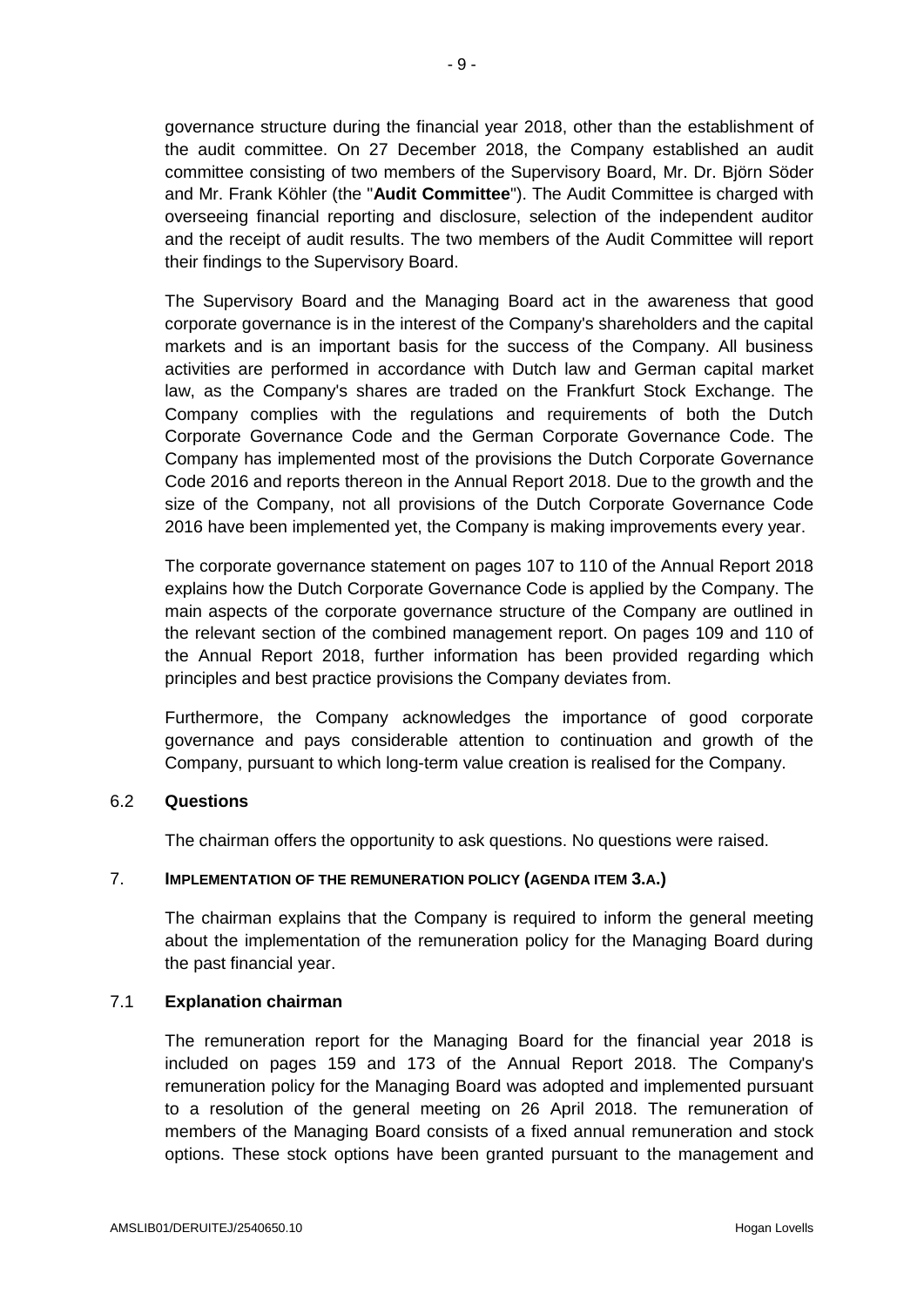governance structure during the financial year 2018, other than the establishment of the audit committee. On 27 December 2018, the Company established an audit committee consisting of two members of the Supervisory Board, Mr. Dr. Björn Söder and Mr. Frank Köhler (the "**Audit Committee**"). The Audit Committee is charged with overseeing financial reporting and disclosure, selection of the independent auditor and the receipt of audit results. The two members of the Audit Committee will report their findings to the Supervisory Board.

The Supervisory Board and the Managing Board act in the awareness that good corporate governance is in the interest of the Company's shareholders and the capital markets and is an important basis for the success of the Company. All business activities are performed in accordance with Dutch law and German capital market law, as the Company's shares are traded on the Frankfurt Stock Exchange. The Company complies with the regulations and requirements of both the Dutch Corporate Governance Code and the German Corporate Governance Code. The Company has implemented most of the provisions the Dutch Corporate Governance Code 2016 and reports thereon in the Annual Report 2018. Due to the growth and the size of the Company, not all provisions of the Dutch Corporate Governance Code 2016 have been implemented yet, the Company is making improvements every year.

The corporate governance statement on pages 107 to 110 of the Annual Report 2018 explains how the Dutch Corporate Governance Code is applied by the Company. The main aspects of the corporate governance structure of the Company are outlined in the relevant section of the combined management report. On pages 109 and 110 of the Annual Report 2018, further information has been provided regarding which principles and best practice provisions the Company deviates from.

Furthermore, the Company acknowledges the importance of good corporate governance and pays considerable attention to continuation and growth of the Company, pursuant to which long-term value creation is realised for the Company.

### 6.2 Questions

The chairman offers the opportunity to ask questions. No questions were raised.

## 7. IMPLEMENTATION OF THE REMUNERATION POLICY (AGENDA ITEM 3.A.)

The chairman explains that the Company is required to inform the general meeting about the implementation of the remuneration policy for the Managing Board during the past financial year.

### 7.1 Explanation chairman

The remuneration report for the Managing Board for the financial year 2018 is included on pages 159 and 173 of the Annual Report 2018. The Company's remuneration policy for the Managing Board was adopted and implemented pursuant to a resolution of the general meeting on 26 April 2018. The remuneration of members of the Managing Board consists of a fixed annual remuneration and stock options. These stock options have been granted pursuant to the management and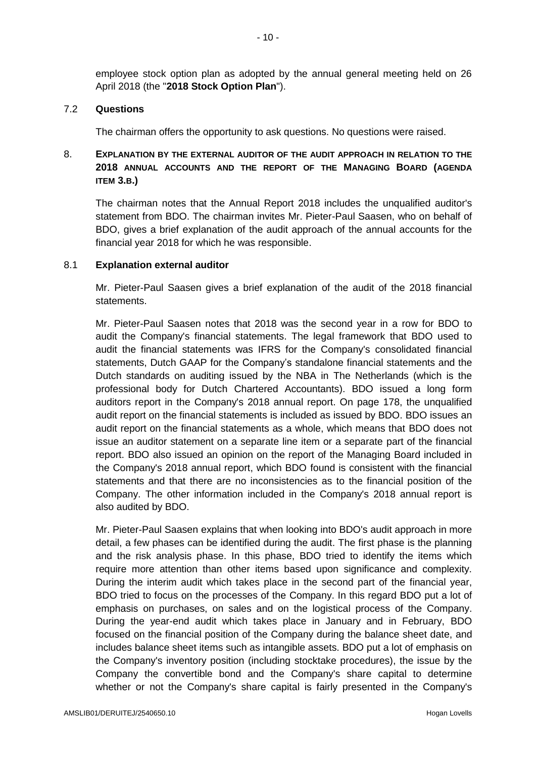employee stock option plan as adopted by the annual general meeting held on 26 April 2018 (the "**2018 Stock Option Plan**").

### 7.2 **Questions**

The chairman offers the opportunity to ask questions. No questions were raised.

## 8. **EXPLANATION BY THE EXTERNAL AUDITOR OF THE AUDIT APPROACH IN RELATION TO THE 2018 ANNUAL ACCOUNTS AND THE REPORT OF THE MANAGING BOARD (AGENDA ITEM 3.B.)**

The chairman notes that the Annual Report 2018 includes the unqualified auditor's statement from BDO. The chairman invites Mr. Pieter-Paul Saasen, who on behalf of BDO, gives a brief explanation of the audit approach of the annual accounts for the financial year 2018 for which he was responsible.

### 8.1 **Explanation external auditor**

Mr. Pieter-Paul Saasen gives a brief explanation of the audit of the 2018 financial statements.

Mr. Pieter-Paul Saasen notes that 2018 was the second year in a row for BDO to audit the Company's financial statements. The legal framework that BDO used to audit the financial statements was IFRS for the Company's consolidated financial statements, Dutch GAAP for the Company's standalone financial statements and the Dutch standards on auditing issued by the NBA in The Netherlands (which is the professional body for Dutch Chartered Accountants). BDO issued a long form auditors report in the Company's 2018 annual report. On page 178, the unqualified audit report on the financial statements is included as issued by BDO. BDO issues an audit report on the financial statements as a whole, which means that BDO does not issue an auditor statement on a separate line item or a separate part of the financial report. BDO also issued an opinion on the report of the Managing Board included in the Company's 2018 annual report, which BDO found is consistent with the financial statements and that there are no inconsistencies as to the financial position of the Company. The other information included in the Company's 2018 annual report is also audited by BDO.

Mr. Pieter-Paul Saasen explains that when looking into BDO's audit approach in more detail, a few phases can be identified during the audit. The first phase is the planning and the risk analysis phase. In this phase, BDO tried to identify the items which require more attention than other items based upon significance and complexity. During the interim audit which takes place in the second part of the financial year, BDO tried to focus on the processes of the Company. In this regard BDO put a lot of emphasis on purchases, on sales and on the logistical process of the Company. During the year-end audit which takes place in January and in February, BDO focused on the financial position of the Company during the balance sheet date, and includes balance sheet items such as intangible assets. BDO put a lot of emphasis on the Company's inventory position (including stocktake procedures), the issue by the Company the convertible bond and the Company's share capital to determine whether or not the Company's share capital is fairly presented in the Company's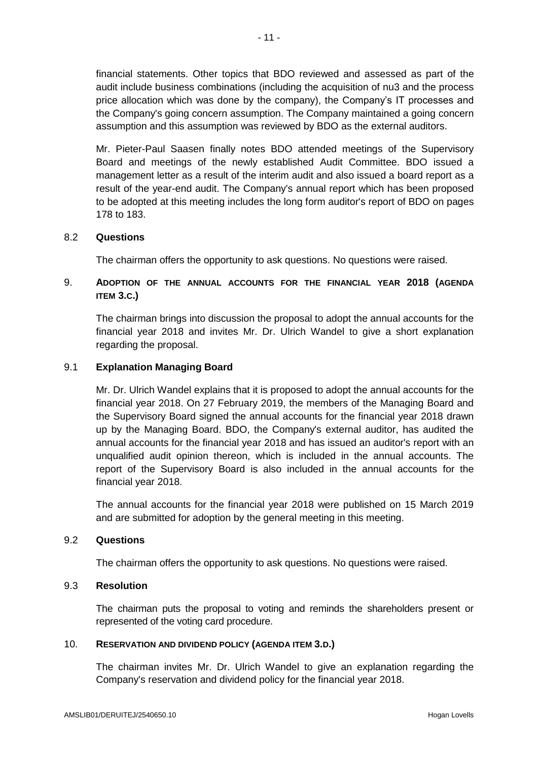financial statements. Other topics that BDO reviewed and assessed as part of the audit include business combinations (including the acquisition of nu3 and the process price allocation which was done by the company), the Company's IT processes and the Company's going concern assumption. The Company maintained a going concern assumption and this assumption was reviewed by BDO as the external auditors.

Mr. Pieter-Paul Saasen finally notes BDO attended meetings of the Supervisory Board and meetings of the newly established Audit Committee. BDO issued a management letter as a result of the interim audit and also issued a board report as a result of the year-end audit. The Company's annual report which has been proposed to be adopted at this meeting includes the long form auditor's report of BDO on pages 178 to 183.

### 8.2 Questions

The chairman offers the opportunity to ask questions. No questions were raised.

## 9. ADOPTION OF THE ANNUAL ACCOUNTS FOR THE FINANCIAL YEAR 2018 (AGENDA ITEM 3.C.)

The chairman brings into discussion the proposal to adopt the annual accounts for the financial year 2018 and invites Mr. Dr. Ulrich Wandel to give a short explanation regarding the proposal.

### 9.1 Explanation Managing Board

Mr. Dr. Ulrich Wandel explains that it is proposed to adopt the annual accounts for the financial year 2018. On 27 February 2019, the members of the Managing Board and the Supervisory Board signed the annual accounts for the financial year 2018 drawn up by the Managing Board. BDO, the Company's external auditor, has audited the annual accounts for the financial year 2018 and has issued an auditor's report with an unqualified audit opinion thereon, which is included in the annual accounts. The report of the Supervisory Board is also included in the annual accounts for the financial year 2018.

The annual accounts for the financial year 2018 were published on 15 March 2019 and are submitted for adoption by the general meeting in this meeting.

### 9.2 Questions

The chairman offers the opportunity to ask questions. No questions were raised.

### 9.3 Resolution

The chairman puts the proposal to voting and reminds the shareholders present or represented of the voting card procedure.

## 10. RESERVATION AND DIVIDEND POLICY (AGENDA ITEM 3.D.)

The chairman invites Mr. Dr. Ulrich Wandel to give an explanation regarding the Company's reservation and dividend policy for the financial year 2018.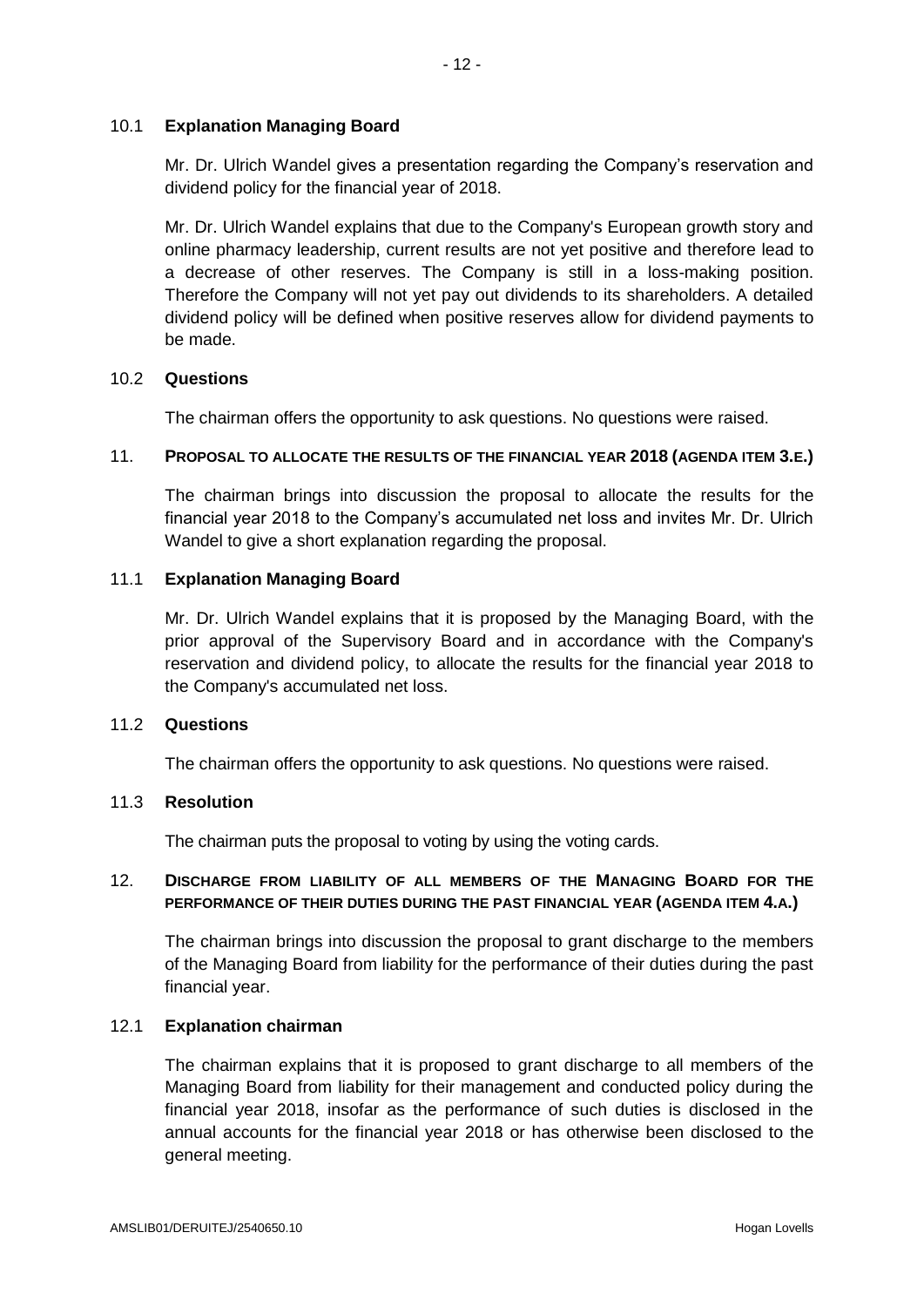### 10.1 Explanation Managing Board

Mr. Dr. Ulrich Wandel gives a presentation regarding the Company's reservation and dividend policy for the financial year of 2018.

Mr. Dr. Ulrich Wandel explains that due to the Company's European growth story and online pharmacy leadership, current results are not yet positive and therefore lead to a decrease of other reserves. The Company is still in a loss-making position. Therefore the Company will not yet pay out dividends to its shareholders. A detailed dividend policy will be defined when positive reserves allow for dividend payments to be made.

### 10.2 Questions

The chairman offers the opportunity to ask questions. No questions were raised.

## 11. PROPOSAL TO ALLOCATE THE RESULTS OF THE FINANCIAL YEAR 2018 (AGENDA ITEM 3.E.)

The chairman brings into discussion the proposal to allocate the results for the financial year 2018 to the Company's accumulated net loss and invites Mr. Dr. Ulrich Wandel to give a short explanation regarding the proposal.

### 11.1 Explanation Managing Board

Mr. Dr. Ulrich Wandel explains that it is proposed by the Managing Board, with the prior approval of the Supervisory Board and in accordance with the Company's reservation and dividend policy, to allocate the results for the financial year 2018 to the Company's accumulated net loss.

### 11.2 Questions

The chairman offers the opportunity to ask questions. No questions were raised.

### 11.3 Resolution

The chairman puts the proposal to voting by using the voting cards.

## 12. DISCHARGE FROM LIABILITY OF ALL MEMBERS OF THE MANAGING BOARD FOR THE PERFORMANCE OF THEIR DUTIES DURING THE PAST FINANCIAL YEAR (AGENDA ITEM 4.A.)

The chairman brings into discussion the proposal to grant discharge to the members of the Managing Board from liability for the performance of their duties during the past financial year.

### 12.1 Explanation chairman

The chairman explains that it is proposed to grant discharge to all members of the Managing Board from liability for their management and conducted policy during the financial year 2018, insofar as the performance of such duties is disclosed in the annual accounts for the financial year 2018 or has otherwise been disclosed to the general meeting.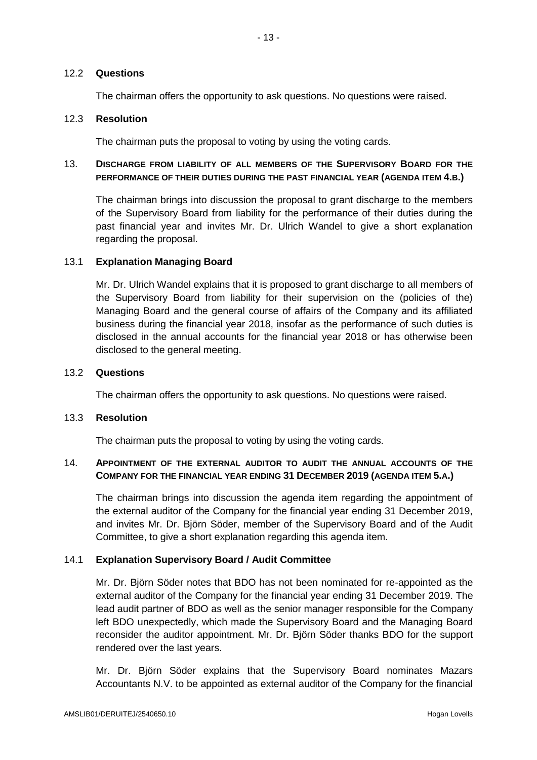### 12.2 **Questions**

The chairman offers the opportunity to ask questions. No questions were raised.

### 12.3 **Resolution**

The chairman puts the proposal to voting by using the voting cards.

## 13. **DISCHARGE FROM LIABILITY OF ALL MEMBERS OF THE SUPERVISORY BOARD FOR THE PERFORMANCE OF THEIR DUTIES DURING THE PAST FINANCIAL YEAR (AGENDA ITEM 4.B.)**

The chairman brings into discussion the proposal to grant discharge to the members of the Supervisory Board from liability for the performance of their duties during the past financial year and invites Mr. Dr. Ulrich Wandel to give a short explanation regarding the proposal.

### 13.1 **Explanation Managing Board**

Mr. Dr. Ulrich Wandel explains that it is proposed to grant discharge to all members of the Supervisory Board from liability for their supervision on the (policies of the) Managing Board and the general course of affairs of the Company and its affiliated business during the financial year 2018, insofar as the performance of such duties is disclosed in the annual accounts for the financial year 2018 or has otherwise been disclosed to the general meeting.

### 13.2 **Questions**

The chairman offers the opportunity to ask questions. No questions were raised.

### 13.3 **Resolution**

The chairman puts the proposal to voting by using the voting cards.

## 14. **APPOINTMENT OF THE EXTERNAL AUDITOR TO AUDIT THE ANNUAL ACCOUNTS OF THE COMPANY FOR THE FINANCIAL YEAR ENDING 31 DECEMBER 2019 (AGENDA ITEM 5.A.)**

The chairman brings into discussion the agenda item regarding the appointment of the external auditor of the Company for the financial year ending 31 December 2019, and invites Mr. Dr. Björn Söder, member of the Supervisory Board and of the Audit Committee, to give a short explanation regarding this agenda item.

### 14.1 **Explanation Supervisory Board / Audit Committee**

Mr. Dr. Björn Söder notes that BDO has not been nominated for re-appointed as the external auditor of the Company for the financial year ending 31 December 2019. The lead audit partner of BDO as well as the senior manager responsible for the Company left BDO unexpectedly, which made the Supervisory Board and the Managing Board reconsider the auditor appointment. Mr. Dr. Björn Söder thanks BDO for the support rendered over the last years.

Mr. Dr. Björn Söder explains that the Supervisory Board nominates Mazars Accountants N.V. to be appointed as external auditor of the Company for the financial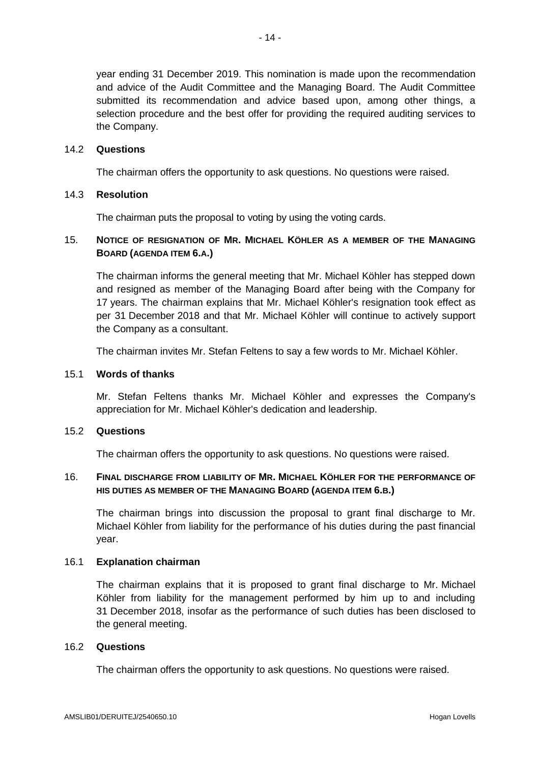year ending 31 December 2019. This nomination is made upon the recommendation and advice of the Audit Committee and the Managing Board. The Audit Committee submitted its recommendation and advice based upon, among other things, a selection procedure and the best offer for providing the required auditing services to the Company.

### 14.2 Questions

The chairman offers the opportunity to ask questions. No questions were raised.

### 14.3 Resolution

The chairman puts the proposal to voting by using the voting cards.

## 15. NOTICE OF RESIGNATION OF MR. MICHAEL KÖHLER AS A MEMBER OF THE MANAGING BOARD (AGENDA ITEM 6.A.)

The chairman informs the general meeting that Mr. Michael Köhler has stepped down and resigned as member of the Managing Board after being with the Company for 17 years. The chairman explains that Mr. Michael Köhler's resignation took effect as per 31 December 2018 and that Mr. Michael Köhler will continue to actively support the Company as a consultant.

The chairman invites Mr. Stefan Feltens to say a few words to Mr. Michael Köhler.

### 15.1 Words of thanks

Mr. Stefan Feltens thanks Mr. Michael Köhler and expresses the Company's appreciation for Mr. Michael Köhler's dedication and leadership.

### 15.2 Questions

The chairman offers the opportunity to ask questions. No questions were raised.

## 16. FINAL DISCHARGE FROM LIABILITY OF MR. MICHAEL KÖHLER FOR THE PERFORMANCE OF HIS DUTIES AS MEMBER OF THE MANAGING BOARD (AGENDA ITEM 6.B.)

The chairman brings into discussion the proposal to grant final discharge to Mr. Michael Köhler from liability for the performance of his duties during the past financial year.

### 16.1 Explanation chairman

The chairman explains that it is proposed to grant final discharge to Mr. Michael Köhler from liability for the management performed by him up to and including 31 December 2018, insofar as the performance of such duties has been disclosed to the general meeting.

### 16.2 Questions

The chairman offers the opportunity to ask questions. No questions were raised.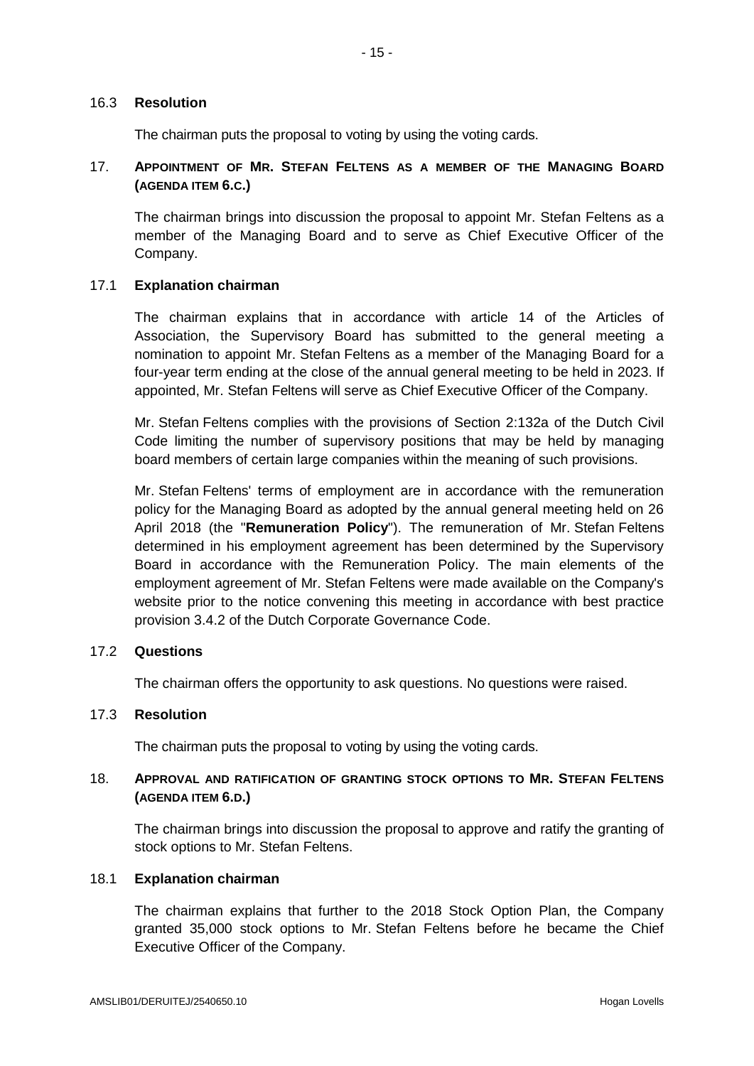### 16.3 **Resolution**

The chairman puts the proposal to voting by using the voting cards.

## 17. APPOINTMENT OF MR. STEFAN FELTENS AS A MEMBER OF THE MANAGING BOARD (AGENDA ITEM 6.C.)

The chairman brings into discussion the proposal to appoint Mr. Stefan Feltens as a member of the Managing Board and to serve as Chief Executive Officer of the Company.

### 17.1 **Explanation chairman**

The chairman explains that in accordance with article 14 of the Articles of Association, the Supervisory Board has submitted to the general meeting a nomination to appoint Mr. Stefan Feltens as a member of the Managing Board for a four-year term ending at the close of the annual general meeting to be held in 2023. If appointed, Mr. Stefan Feltens will serve as Chief Executive Officer of the Company.

Mr. Stefan Feltens complies with the provisions of Section 2:132a of the Dutch Civil Code limiting the number of supervisory positions that may be held by managing board members of certain large companies within the meaning of such provisions.

Mr. Stefan Feltens' terms of employment are in accordance with the remuneration policy for the Managing Board as adopted by the annual general meeting held on 26 April 2018 (the "**Remuneration Policy**"). The remuneration of Mr. Stefan Feltens determined in his employment agreement has been determined by the Supervisory Board in accordance with the Remuneration Policy. The main elements of the employment agreement of Mr. Stefan Feltens were made available on the Company's website prior to the notice convening this meeting in accordance with best practice provision 3.4.2 of the Dutch Corporate Governance Code.

### 17.2 **Questions**

The chairman offers the opportunity to ask questions. No questions were raised.

### 17.3 **Resolution**

The chairman puts the proposal to voting by using the voting cards.

## 18. APPROVAL AND RATIFICATION OF GRANTING STOCK OPTIONS TO MR. STEFAN FELTENS (AGENDA ITEM 6.D.)

The chairman brings into discussion the proposal to approve and ratify the granting of stock options to Mr. Stefan Feltens.

### 18.1 **Explanation chairman**

The chairman explains that further to the 2018 Stock Option Plan, the Company granted 35,000 stock options to Mr. Stefan Feltens before he became the Chief Executive Officer of the Company.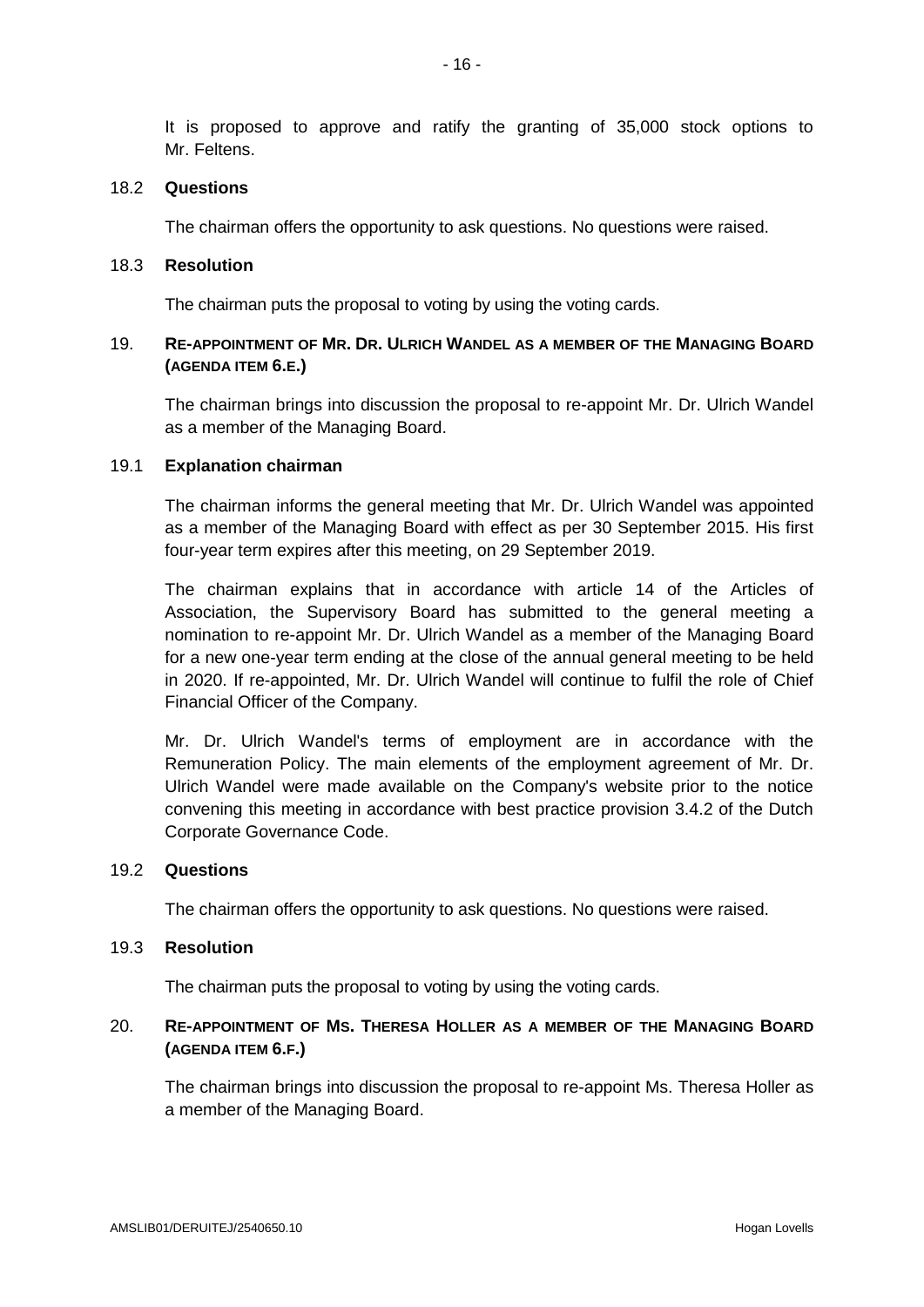It is proposed to approve and ratify the granting of 35,000 stock options to Mr. Feltens.

### 18.2 Questions

The chairman offers the opportunity to ask questions. No questions were raised.

### 18.3 Resolution

The chairman puts the proposal to voting by using the voting cards.

## 19. RE-APPOINTMENT OF MR. DR. ULRICH WANDEL AS A MEMBER OF THE MANAGING BOARD (AGENDA ITEM 6.E.)

The chairman brings into discussion the proposal to re-appoint Mr. Dr. Ulrich Wandel as a member of the Managing Board.

### 19.1 Explanation chairman

The chairman informs the general meeting that Mr. Dr. Ulrich Wandel was appointed as a member of the Managing Board with effect as per 30 September 2015. His first four-year term expires after this meeting, on 29 September 2019.

The chairman explains that in accordance with article 14 of the Articles of Association, the Supervisory Board has submitted to the general meeting a nomination to re-appoint Mr. Dr. Ulrich Wandel as a member of the Managing Board for a new one-year term ending at the close of the annual general meeting to be held in 2020. If re-appointed, Mr. Dr. Ulrich Wandel will continue to fulfil the role of Chief Financial Officer of the Company.

Mr. Dr. Ulrich Wandel's terms of employment are in accordance with the Remuneration Policy. The main elements of the employment agreement of Mr. Dr. Ulrich Wandel were made available on the Company's website prior to the notice convening this meeting in accordance with best practice provision 3.4.2 of the Dutch Corporate Governance Code.

### 19.2 Questions

The chairman offers the opportunity to ask questions. No questions were raised.

### 19.3 Resolution

The chairman puts the proposal to voting by using the voting cards.

## 20. RE-APPOINTMENT OF MS. THERESA HOLLER AS A MEMBER OF THE MANAGING BOARD (AGENDA ITEM 6.F.)

The chairman brings into discussion the proposal to re-appoint Ms. Theresa Holler as a member of the Managing Board.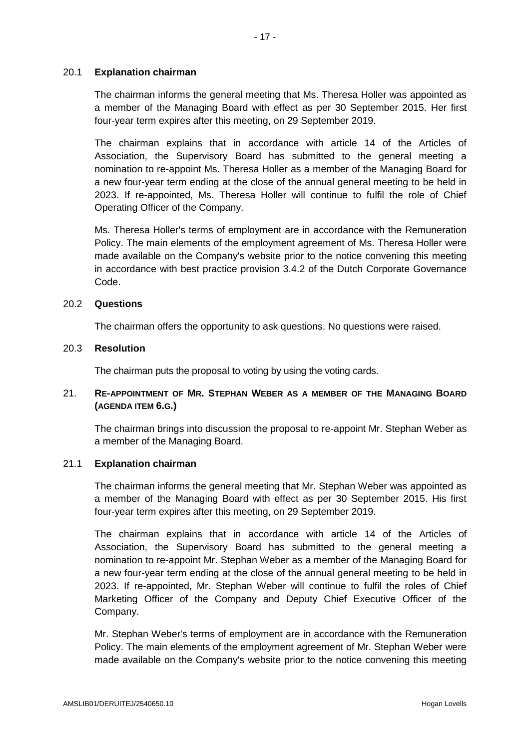### 20.1 Explanation chairman

The chairman informs the general meeting that Ms. Theresa Holler was appointed as a member of the Managing Board with effect as per 30 September 2015. Her first four-year term expires after this meeting, on 29 September 2019.

The chairman explains that in accordance with article 14 of the Articles of Association, the Supervisory Board has submitted to the general meeting a nomination to re-appoint Ms. Theresa Holler as a member of the Managing Board for a new four-year term ending at the close of the annual general meeting to be held in 2023. If re-appointed, Ms. Theresa Holler will continue to fulfil the role of Chief Operating Officer of the Company.

Ms. Theresa Holler's terms of employment are in accordance with the Remuneration Policy. The main elements of the employment agreement of Ms. Theresa Holler were made available on the Company's website prior to the notice convening this meeting in accordance with best practice provision 3.4.2 of the Dutch Corporate Governance Code.

### 20.2 Questions

The chairman offers the opportunity to ask questions. No questions were raised.

### 20.3 Resolution

The chairman puts the proposal to voting by using the voting cards.

## 21. RE-APPOINTMENT OF MR. STEPHAN WEBER AS A MEMBER OF THE MANAGING BOARD (AGENDA ITEM 6.G.)

The chairman brings into discussion the proposal to re-appoint Mr. Stephan Weber as a member of the Managing Board.

### 21.1 Explanation chairman

The chairman informs the general meeting that Mr. Stephan Weber was appointed as a member of the Managing Board with effect as per 30 September 2015. His first four-year term expires after this meeting, on 29 September 2019.

The chairman explains that in accordance with article 14 of the Articles of Association, the Supervisory Board has submitted to the general meeting a nomination to re-appoint Mr. Stephan Weber as a member of the Managing Board for a new four-year term ending at the close of the annual general meeting to be held in 2023. If re-appointed, Mr. Stephan Weber will continue to fulfil the roles of Chief Marketing Officer of the Company and Deputy Chief Executive Officer of the Company.

Mr. Stephan Weber's terms of employment are in accordance with the Remuneration Policy. The main elements of the employment agreement of Mr. Stephan Weber were made available on the Company's website prior to the notice convening this meeting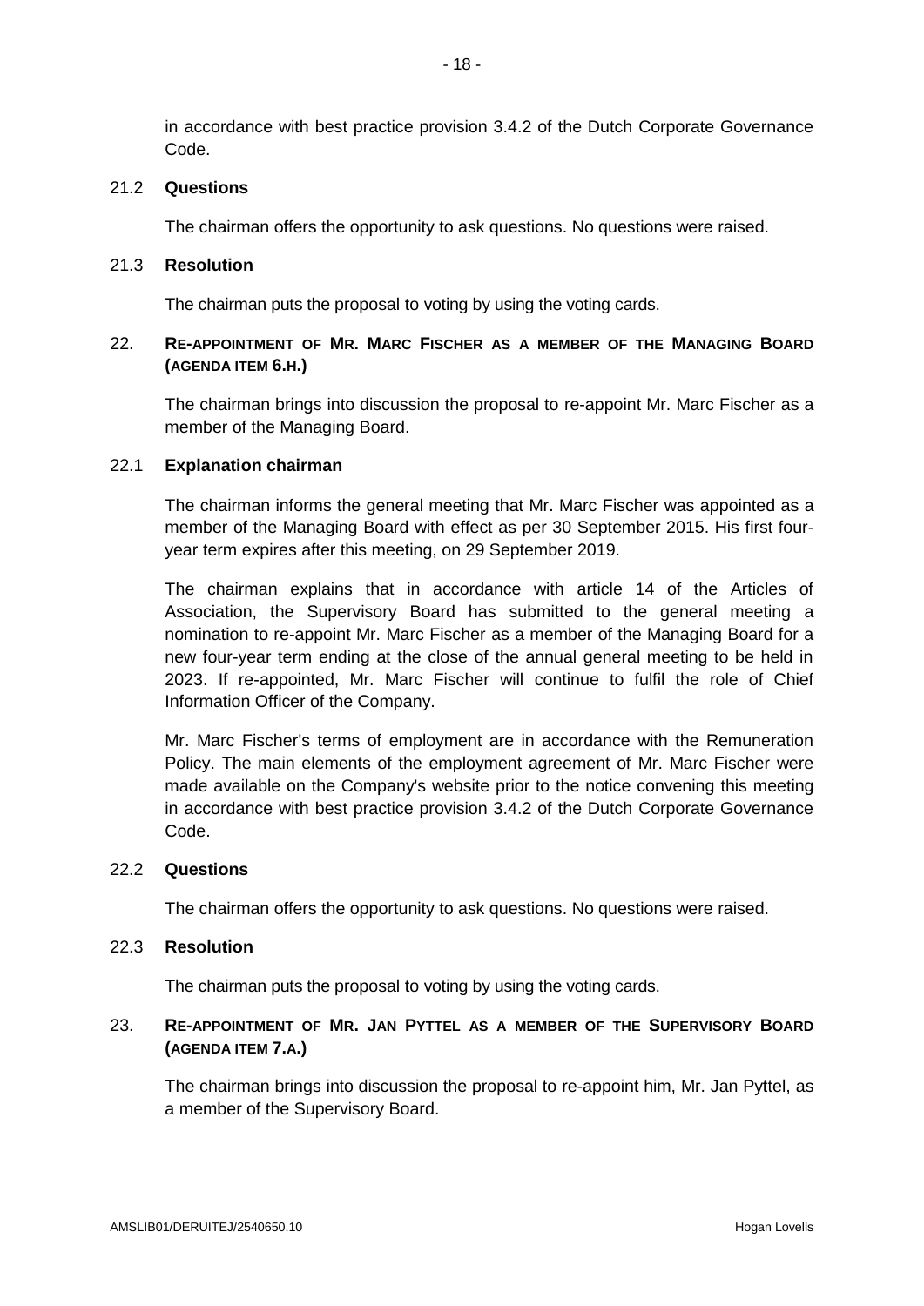in accordance with best practice provision 3.4.2 of the Dutch Corporate Governance Code.

### 21.2 Questions

The chairman offers the opportunity to ask questions. No questions were raised.

### 21.3 Resolution

The chairman puts the proposal to voting by using the voting cards.

## 22. RE-APPOINTMENT OF MR. MARC FISCHER AS A MEMBER OF THE MANAGING BOARD (AGENDA ITEM 6.H.)

The chairman brings into discussion the proposal to re-appoint Mr. Marc Fischer as a member of the Managing Board.

### 22.1 Explanation chairman

The chairman informs the general meeting that Mr. Marc Fischer was appointed as a member of the Managing Board with effect as per 30 September 2015. His first four-year term expires after this meeting, on 29 September 2019.

The chairman explains that in accordance with article 14 of the Articles of Association, the Supervisory Board has submitted to the general meeting a nomination to re-appoint Mr. Marc Fischer as a member of the Managing Board for a new four-year term ending at the close of the annual general meeting to be held in 2023. If re-appointed, Mr. Marc Fischer will continue to fulfil the role of Chief Information Officer of the Company.

Mr. Marc Fischer's terms of employment are in accordance with the Remuneration Policy. The main elements of the employment agreement of Mr. Marc Fischer were made available on the Company's website prior to the notice convening this meeting in accordance with best practice provision 3.4.2 of the Dutch Corporate Governance Code.

### 22.2 Questions

The chairman offers the opportunity to ask questions. No questions were raised.

### 22.3 Resolution

The chairman puts the proposal to voting by using the voting cards.

## 23. RE-APPOINTMENT OF MR. JAN PYTTEL AS A MEMBER OF THE SUPERVISORY BOARD (AGENDA ITEM 7.A.)

The chairman brings into discussion the proposal to re-appoint him, Mr. Jan Pyttel, as a member of the Supervisory Board.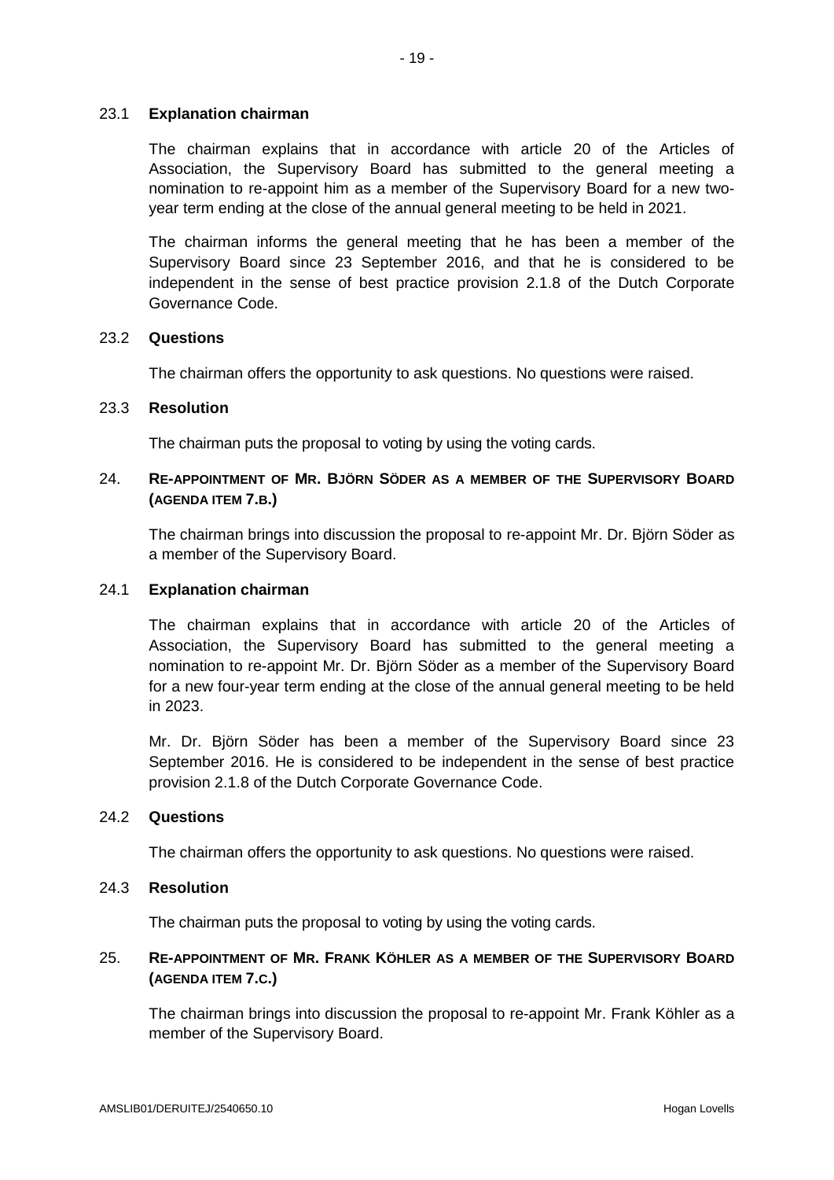### 23.1 **Explanation chairman**

The chairman explains that in accordance with article 20 of the Articles of Association, the Supervisory Board has submitted to the general meeting a nomination to re-appoint him as a member of the Supervisory Board for a new two-year term ending at the close of the annual general meeting to be held in 2021.

The chairman informs the general meeting that he has been a member of the Supervisory Board since 23 September 2016, and that he is considered to be independent in the sense of best practice provision 2.1.8 of the Dutch Corporate Governance Code.

### 23.2 **Questions**

The chairman offers the opportunity to ask questions. No questions were raised.

### 23.3 **Resolution**

The chairman puts the proposal to voting by using the voting cards.

## 24. **RE-APPOINTMENT OF MR. BJÖRN SÖDER AS A MEMBER OF THE SUPERVISORY BOARD (AGENDA ITEM 7.B.)**

The chairman brings into discussion the proposal to re-appoint Mr. Dr. Björn Söder as a member of the Supervisory Board.

### 24.1 **Explanation chairman**

The chairman explains that in accordance with article 20 of the Articles of Association, the Supervisory Board has submitted to the general meeting a nomination to re-appoint Mr. Dr. Björn Söder as a member of the Supervisory Board for a new four-year term ending at the close of the annual general meeting to be held in 2023.

Mr. Dr. Björn Söder has been a member of the Supervisory Board since 23 September 2016. He is considered to be independent in the sense of best practice provision 2.1.8 of the Dutch Corporate Governance Code.

### 24.2 **Questions**

The chairman offers the opportunity to ask questions. No questions were raised.

### 24.3 **Resolution**

The chairman puts the proposal to voting by using the voting cards.

## 25. **RE-APPOINTMENT OF MR. FRANK KÖHLER AS A MEMBER OF THE SUPERVISORY BOARD (AGENDA ITEM 7.C.)**

The chairman brings into discussion the proposal to re-appoint Mr. Frank Köhler as a member of the Supervisory Board.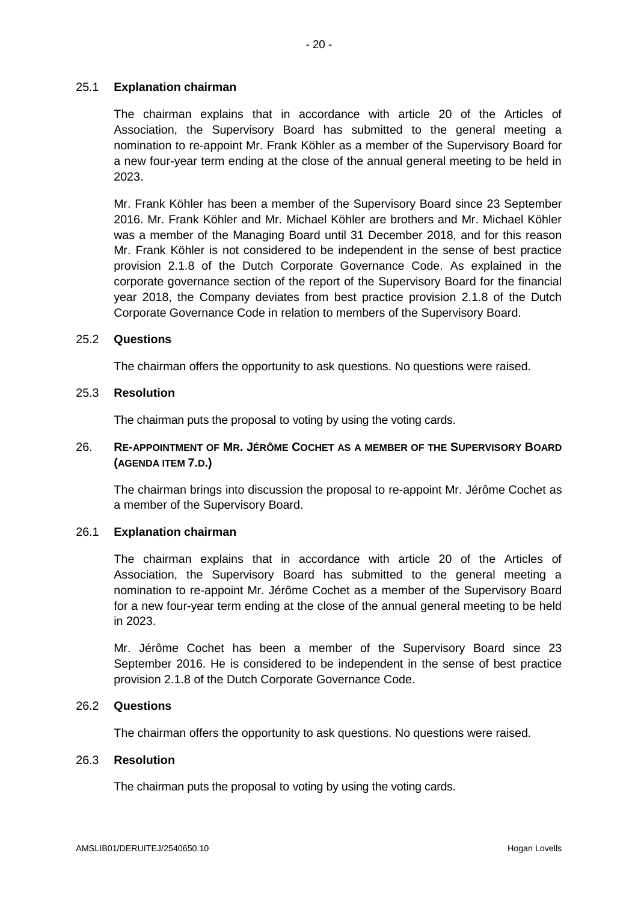### 25.1 **Explanation chairman**

The chairman explains that in accordance with article 20 of the Articles of Association, the Supervisory Board has submitted to the general meeting a nomination to re-appoint Mr. Frank Köhler as a member of the Supervisory Board for a new four-year term ending at the close of the annual general meeting to be held in 2023.

Mr. Frank Köhler has been a member of the Supervisory Board since 23 September 2016. Mr. Frank Köhler and Mr. Michael Köhler are brothers and Mr. Michael Köhler was a member of the Managing Board until 31 December 2018, and for this reason Mr. Frank Köhler is not considered to be independent in the sense of best practice provision 2.1.8 of the Dutch Corporate Governance Code. As explained in the corporate governance section of the report of the Supervisory Board for the financial year 2018, the Company deviates from best practice provision 2.1.8 of the Dutch Corporate Governance Code in relation to members of the Supervisory Board.

### 25.2 **Questions**

The chairman offers the opportunity to ask questions. No questions were raised.

### 25.3 **Resolution**

The chairman puts the proposal to voting by using the voting cards.

## 26. **RE-APPOINTMENT OF MR. JÉRÔME COCHET AS A MEMBER OF THE SUPERVISORY BOARD (AGENDA ITEM 7.D.)**

The chairman brings into discussion the proposal to re-appoint Mr. Jérôme Cochet as a member of the Supervisory Board.

### 26.1 **Explanation chairman**

The chairman explains that in accordance with article 20 of the Articles of Association, the Supervisory Board has submitted to the general meeting a nomination to re-appoint Mr. Jérôme Cochet as a member of the Supervisory Board for a new four-year term ending at the close of the annual general meeting to be held in 2023.

Mr. Jérôme Cochet has been a member of the Supervisory Board since 23 September 2016. He is considered to be independent in the sense of best practice provision 2.1.8 of the Dutch Corporate Governance Code.

### 26.2 **Questions**

The chairman offers the opportunity to ask questions. No questions were raised.

### 26.3 **Resolution**

The chairman puts the proposal to voting by using the voting cards.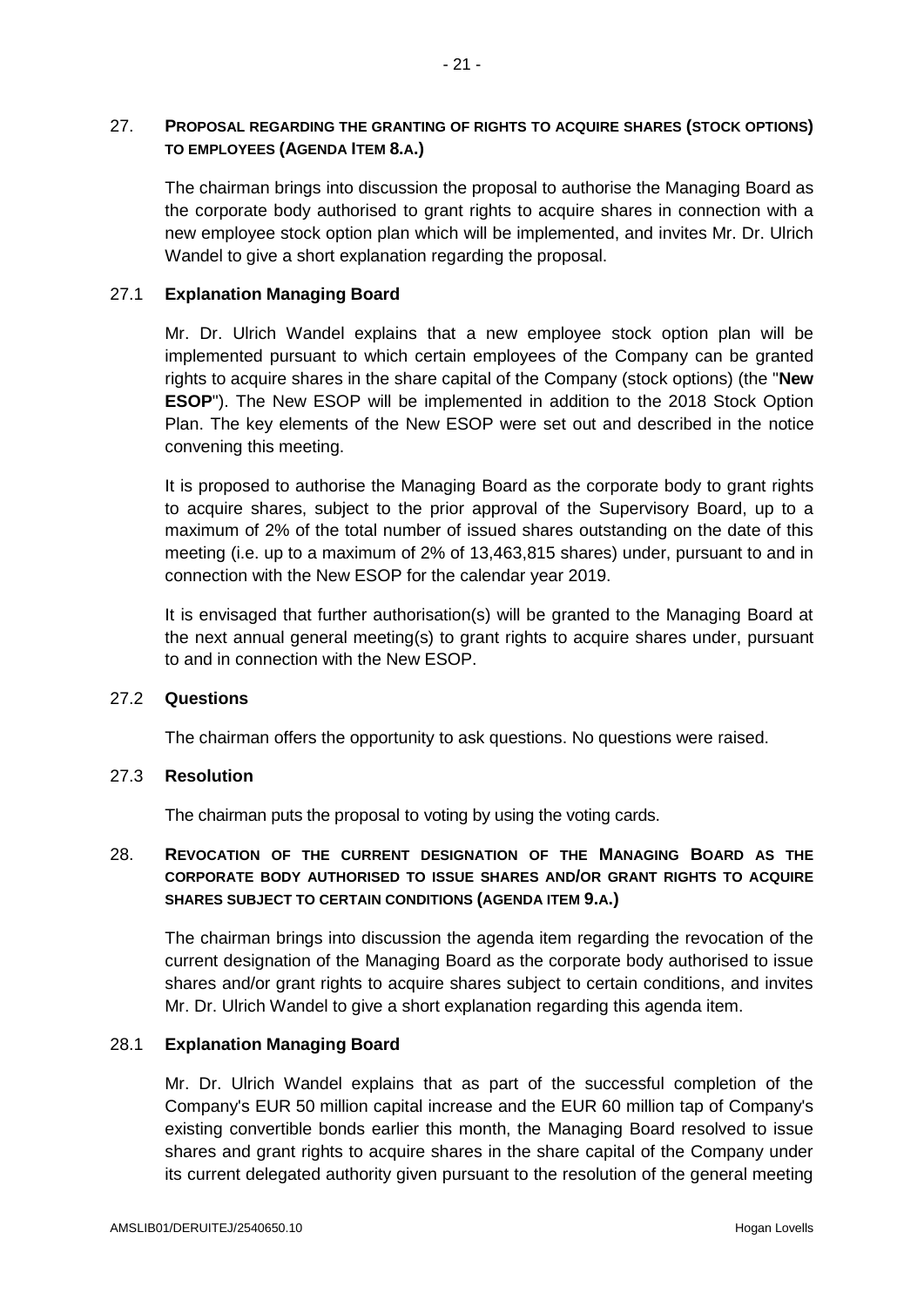## 27. PROPOSAL REGARDING THE GRANTING OF RIGHTS TO ACQUIRE SHARES (STOCK OPTIONS) TO EMPLOYEES (AGENDA ITEM 8.A.)

The chairman brings into discussion the proposal to authorise the Managing Board as the corporate body authorised to grant rights to acquire shares in connection with a new employee stock option plan which will be implemented, and invites Mr. Dr. Ulrich Wandel to give a short explanation regarding the proposal.

### 27.1 Explanation Managing Board

Mr. Dr. Ulrich Wandel explains that a new employee stock option plan will be implemented pursuant to which certain employees of the Company can be granted rights to acquire shares in the share capital of the Company (stock options) (the "**New ESOP**"). The New ESOP will be implemented in addition to the 2018 Stock Option Plan. The key elements of the New ESOP were set out and described in the notice convening this meeting.

It is proposed to authorise the Managing Board as the corporate body to grant rights to acquire shares, subject to the prior approval of the Supervisory Board, up to a maximum of 2% of the total number of issued shares outstanding on the date of this meeting (i.e. up to a maximum of 2% of 13,463,815 shares) under, pursuant to and in connection with the New ESOP for the calendar year 2019.

It is envisaged that further authorisation(s) will be granted to the Managing Board at the next annual general meeting(s) to grant rights to acquire shares under, pursuant to and in connection with the New ESOP.

### 27.2 Questions

The chairman offers the opportunity to ask questions. No questions were raised.

### 27.3 Resolution

The chairman puts the proposal to voting by using the voting cards.

## 28. REVOCATION OF THE CURRENT DESIGNATION OF THE MANAGING BOARD AS THE CORPORATE BODY AUTHORISED TO ISSUE SHARES AND/OR GRANT RIGHTS TO ACQUIRE SHARES SUBJECT TO CERTAIN CONDITIONS (AGENDA ITEM 9.A.)

The chairman brings into discussion the agenda item regarding the revocation of the current designation of the Managing Board as the corporate body authorised to issue shares and/or grant rights to acquire shares subject to certain conditions, and invites Mr. Dr. Ulrich Wandel to give a short explanation regarding this agenda item.

### 28.1 Explanation Managing Board

Mr. Dr. Ulrich Wandel explains that as part of the successful completion of the Company's EUR 50 million capital increase and the EUR 60 million tap of Company's existing convertible bonds earlier this month, the Managing Board resolved to issue shares and grant rights to acquire shares in the share capital of the Company under its current delegated authority given pursuant to the resolution of the general meeting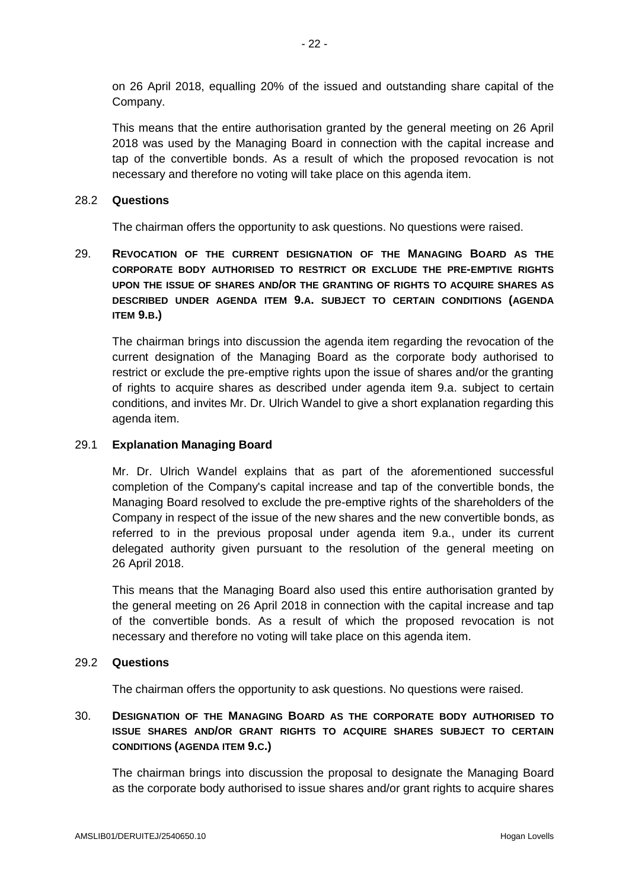on 26 April 2018, equalling 20% of the issued and outstanding share capital of the Company.

This means that the entire authorisation granted by the general meeting on 26 April 2018 was used by the Managing Board in connection with the capital increase and tap of the convertible bonds. As a result of which the proposed revocation is not necessary and therefore no voting will take place on this agenda item.

### 28.2 Questions

The chairman offers the opportunity to ask questions. No questions were raised.

## 29. REVOCATION OF THE CURRENT DESIGNATION OF THE MANAGING BOARD AS THE CORPORATE BODY AUTHORISED TO RESTRICT OR EXCLUDE THE PRE-EMPTIVE RIGHTS UPON THE ISSUE OF SHARES AND/OR THE GRANTING OF RIGHTS TO ACQUIRE SHARES AS DESCRIBED UNDER AGENDA ITEM 9.A. SUBJECT TO CERTAIN CONDITIONS (AGENDA ITEM 9.B.)

The chairman brings into discussion the agenda item regarding the revocation of the current designation of the Managing Board as the corporate body authorised to restrict or exclude the pre-emptive rights upon the issue of shares and/or the granting of rights to acquire shares as described under agenda item 9.a. subject to certain conditions, and invites Mr. Dr. Ulrich Wandel to give a short explanation regarding this agenda item.

### 29.1 Explanation Managing Board

Mr. Dr. Ulrich Wandel explains that as part of the aforementioned successful completion of the Company's capital increase and tap of the convertible bonds, the Managing Board resolved to exclude the pre-emptive rights of the shareholders of the Company in respect of the issue of the new shares and the new convertible bonds, as referred to in the previous proposal under agenda item 9.a., under its current delegated authority given pursuant to the resolution of the general meeting on 26 April 2018.

This means that the Managing Board also used this entire authorisation granted by the general meeting on 26 April 2018 in connection with the capital increase and tap of the convertible bonds. As a result of which the proposed revocation is not necessary and therefore no voting will take place on this agenda item.

### 29.2 Questions

The chairman offers the opportunity to ask questions. No questions were raised.

## 30. DESIGNATION OF THE MANAGING BOARD AS THE CORPORATE BODY AUTHORISED TO ISSUE SHARES AND/OR GRANT RIGHTS TO ACQUIRE SHARES SUBJECT TO CERTAIN CONDITIONS (AGENDA ITEM 9.C.)

The chairman brings into discussion the proposal to designate the Managing Board as the corporate body authorised to issue shares and/or grant rights to acquire shares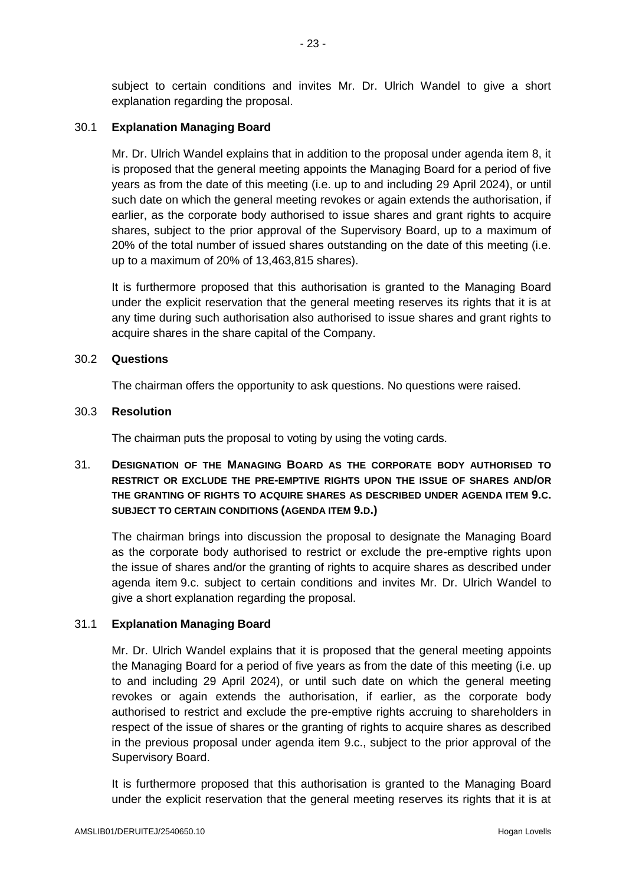subject to certain conditions and invites Mr. Dr. Ulrich Wandel to give a short explanation regarding the proposal.

### 30.1 Explanation Managing Board

Mr. Dr. Ulrich Wandel explains that in addition to the proposal under agenda item 8, it is proposed that the general meeting appoints the Managing Board for a period of five years as from the date of this meeting (i.e. up to and including 29 April 2024), or until such date on which the general meeting revokes or again extends the authorisation, if earlier, as the corporate body authorised to issue shares and grant rights to acquire shares, subject to the prior approval of the Supervisory Board, up to a maximum of 20% of the total number of issued shares outstanding on the date of this meeting (i.e. up to a maximum of 20% of 13,463,815 shares).

It is furthermore proposed that this authorisation is granted to the Managing Board under the explicit reservation that the general meeting reserves its rights that it is at any time during such authorisation also authorised to issue shares and grant rights to acquire shares in the share capital of the Company.

### 30.2 Questions

The chairman offers the opportunity to ask questions. No questions were raised.

### 30.3 Resolution

The chairman puts the proposal to voting by using the voting cards.

## 31. DESIGNATION OF THE MANAGING BOARD AS THE CORPORATE BODY AUTHORISED TO RESTRICT OR EXCLUDE THE PRE-EMPTIVE RIGHTS UPON THE ISSUE OF SHARES AND/OR THE GRANTING OF RIGHTS TO ACQUIRE SHARES AS DESCRIBED UNDER AGENDA ITEM 9.C. SUBJECT TO CERTAIN CONDITIONS (AGENDA ITEM 9.D.)

The chairman brings into discussion the proposal to designate the Managing Board as the corporate body authorised to restrict or exclude the pre-emptive rights upon the issue of shares and/or the granting of rights to acquire shares as described under agenda item 9.c. subject to certain conditions and invites Mr. Dr. Ulrich Wandel to give a short explanation regarding the proposal.

### 31.1 Explanation Managing Board

Mr. Dr. Ulrich Wandel explains that it is proposed that the general meeting appoints the Managing Board for a period of five years as from the date of this meeting (i.e. up to and including 29 April 2024), or until such date on which the general meeting revokes or again extends the authorisation, if earlier, as the corporate body authorised to restrict and exclude the pre-emptive rights accruing to shareholders in respect of the issue of shares or the granting of rights to acquire shares as described in the previous proposal under agenda item 9.c., subject to the prior approval of the Supervisory Board.

It is furthermore proposed that this authorisation is granted to the Managing Board under the explicit reservation that the general meeting reserves its rights that it is at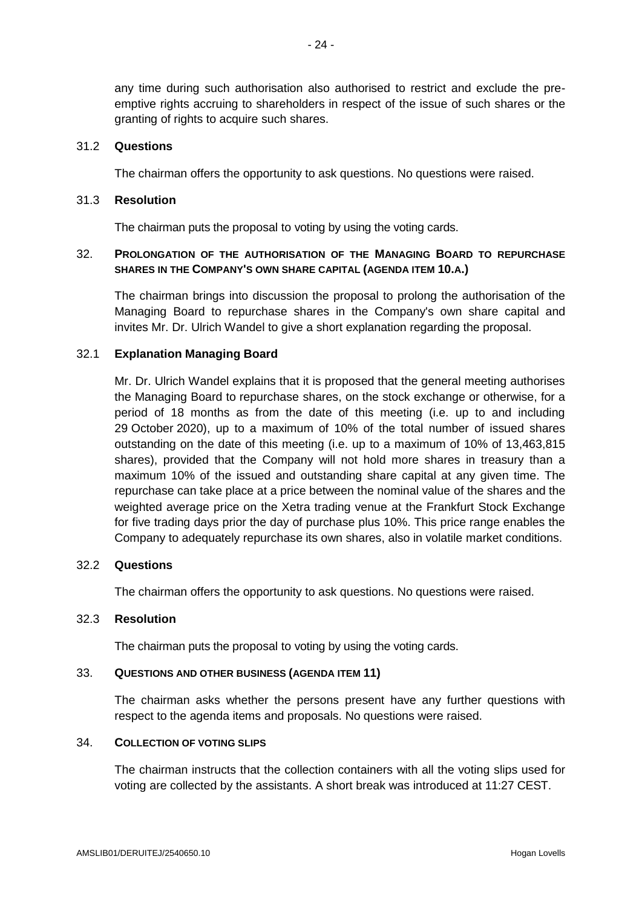any time during such authorisation also authorised to restrict and exclude the pre-emptive rights accruing to shareholders in respect of the issue of such shares or the granting of rights to acquire such shares.

31.2 **Questions**

The chairman offers the opportunity to ask questions. No questions were raised.

31.3 **Resolution**

The chairman puts the proposal to voting by using the voting cards.

32. **PROLONGATION OF THE AUTHORISATION OF THE MANAGING BOARD TO REPURCHASE SHARES IN THE COMPANY'S OWN SHARE CAPITAL (AGENDA ITEM 10.A.)**

The chairman brings into discussion the proposal to prolong the authorisation of the Managing Board to repurchase shares in the Company's own share capital and invites Mr. Dr. Ulrich Wandel to give a short explanation regarding the proposal.

32.1 **Explanation Managing Board**

Mr. Dr. Ulrich Wandel explains that it is proposed that the general meeting authorises the Managing Board to repurchase shares, on the stock exchange or otherwise, for a period of 18 months as from the date of this meeting (i.e. up to and including 29 October 2020), up to a maximum of 10% of the total number of issued shares outstanding on the date of this meeting (i.e. up to a maximum of 10% of 13,463,815 shares), provided that the Company will not hold more shares in treasury than a maximum 10% of the issued and outstanding share capital at any given time. The repurchase can take place at a price between the nominal value of the shares and the weighted average price on the Xetra trading venue at the Frankfurt Stock Exchange for five trading days prior the day of purchase plus 10%. This price range enables the Company to adequately repurchase its own shares, also in volatile market conditions.

32.2 **Questions**

The chairman offers the opportunity to ask questions. No questions were raised.

32.3 **Resolution**

The chairman puts the proposal to voting by using the voting cards.

33. **QUESTIONS AND OTHER BUSINESS (AGENDA ITEM 11)**

The chairman asks whether the persons present have any further questions with respect to the agenda items and proposals. No questions were raised.

34. **COLLECTION OF VOTING SLIPS**

The chairman instructs that the collection containers with all the voting slips used for voting are collected by the assistants. A short break was introduced at 11:27 CEST.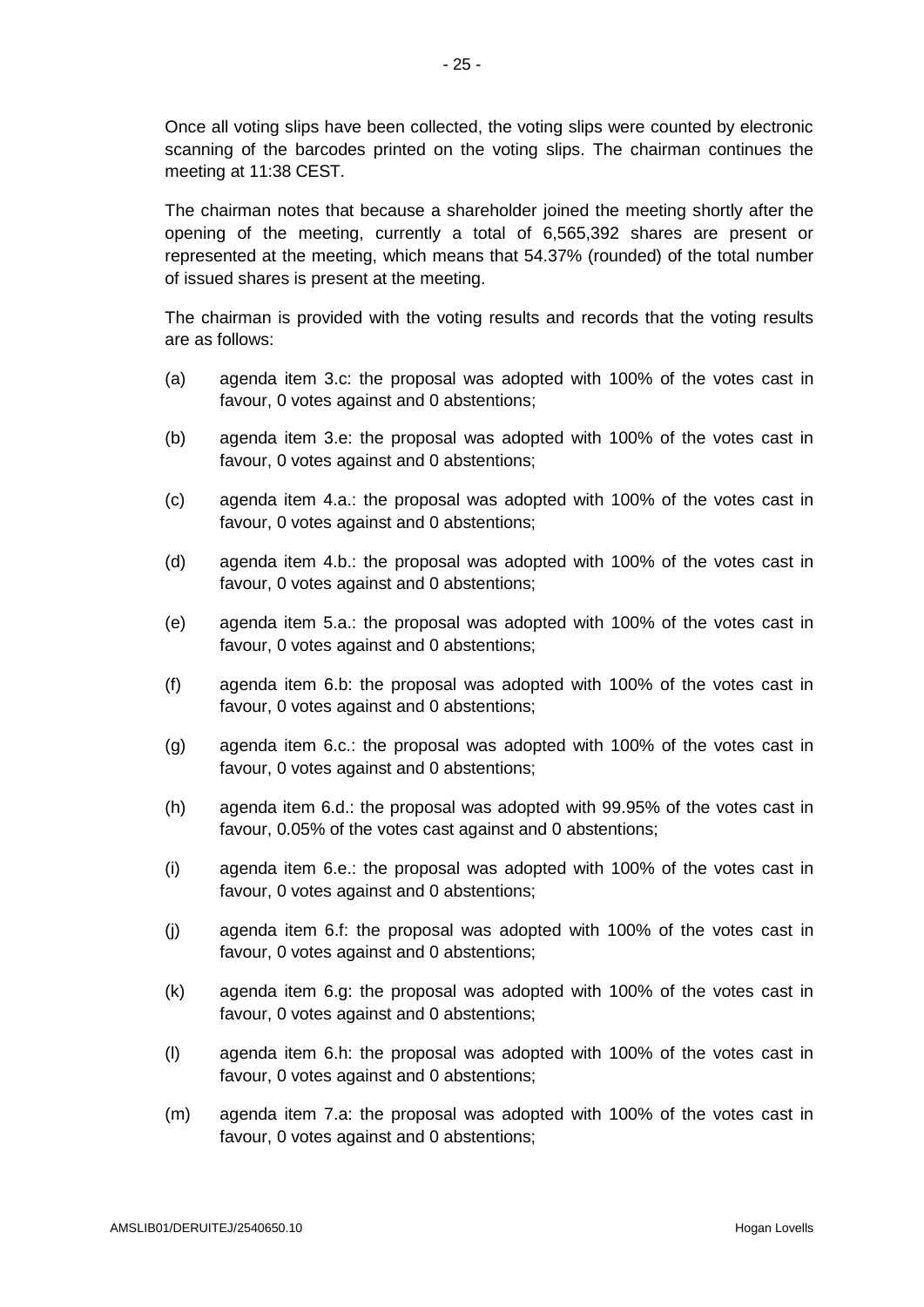Once all voting slips have been collected, the voting slips were counted by electronic scanning of the barcodes printed on the voting slips. The chairman continues the meeting at 11:38 CEST.

The chairman notes that because a shareholder joined the meeting shortly after the opening of the meeting, currently a total of 6,565,392 shares are present or represented at the meeting, which means that 54.37% (rounded) of the total number of issued shares is present at the meeting.

The chairman is provided with the voting results and records that the voting results are as follows:

(a) agenda item 3.c: the proposal was adopted with 100% of the votes cast in favour, 0 votes against and 0 abstentions;

(b) agenda item 3.e: the proposal was adopted with 100% of the votes cast in favour, 0 votes against and 0 abstentions;

(c) agenda item 4.a.: the proposal was adopted with 100% of the votes cast in favour, 0 votes against and 0 abstentions;

(d) agenda item 4.b.: the proposal was adopted with 100% of the votes cast in favour, 0 votes against and 0 abstentions;

(e) agenda item 5.a.: the proposal was adopted with 100% of the votes cast in favour, 0 votes against and 0 abstentions;

(f) agenda item 6.b: the proposal was adopted with 100% of the votes cast in favour, 0 votes against and 0 abstentions;

(g) agenda item 6.c.: the proposal was adopted with 100% of the votes cast in favour, 0 votes against and 0 abstentions;

(h) agenda item 6.d.: the proposal was adopted with 99.95% of the votes cast in favour, 0.05% of the votes cast against and 0 abstentions;

(i) agenda item 6.e.: the proposal was adopted with 100% of the votes cast in favour, 0 votes against and 0 abstentions;

(j) agenda item 6.f: the proposal was adopted with 100% of the votes cast in favour, 0 votes against and 0 abstentions;

(k) agenda item 6.g: the proposal was adopted with 100% of the votes cast in favour, 0 votes against and 0 abstentions;

(l) agenda item 6.h: the proposal was adopted with 100% of the votes cast in favour, 0 votes against and 0 abstentions;

(m) agenda item 7.a: the proposal was adopted with 100% of the votes cast in favour, 0 votes against and 0 abstentions;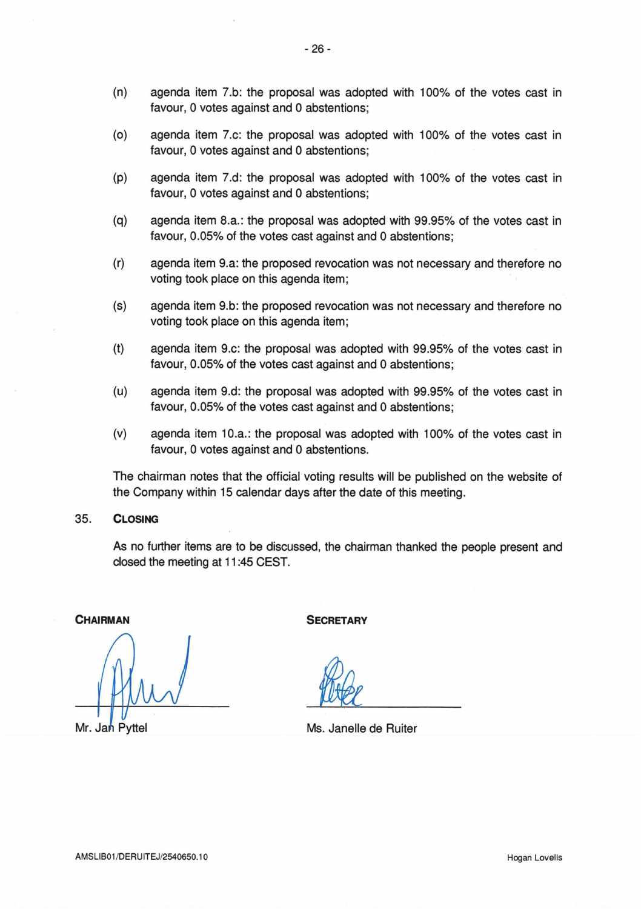(n) agenda item 7.b: the proposal was adopted with 100% of the votes cast in favour, 0 votes against and 0 abstentions;

(o) agenda item 7.c: the proposal was adopted with 100% of the votes cast in favour, 0 votes against and 0 abstentions;

(p) agenda item 7.d: the proposal was adopted with 100% of the votes cast in favour, 0 votes against and 0 abstentions;

(q) agenda item 8.a.: the proposal was adopted with 99.95% of the votes cast in favour, 0.05% of the votes cast against and 0 abstentions;

(r) agenda item 9.a: the proposed revocation was not necessary and therefore no voting took place on this agenda item;

(s) agenda item 9.b: the proposed revocation was not necessary and therefore no voting took place on this agenda item;

(t) agenda item 9.c: the proposal was adopted with 99.95% of the votes cast in favour, 0.05% of the votes cast against and 0 abstentions;

(u) agenda item 9.d: the proposal was adopted with 99.95% of the votes cast in favour, 0.05% of the votes cast against and 0 abstentions;

(v) agenda item 10.a.: the proposal was adopted with 100% of the votes cast in favour, 0 votes against and 0 abstentions.

The chairman notes that the official voting results will be published on the website of the Company within 15 calendar days after the date of this meeting.

## 35. CLOSING

As no further items are to be discussed, the chairman thanked the people present and closed the meeting at 11:45 CEST.

**CHAIRMAN**

Mr. Jan Pyttel

**SECRETARY**

Ms. Janelle de Ruiter

AMSLIB01/DERUITEJ/2540650.10

Hogan Lovells